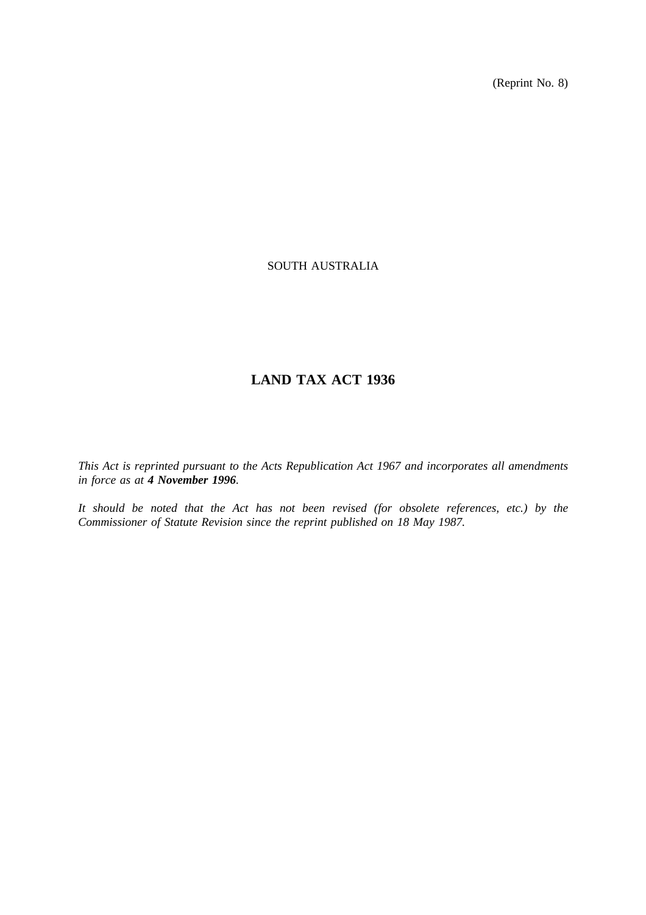(Reprint No. 8)

SOUTH AUSTRALIA

# LAND TAX ACT 1936

*This Act is reprinted pursuant to the Acts Republication Act 1967 and incorporates all amendments in force as at **4 November 1996**.*

*It should be noted that the Act has not been revised (for obsolete references, etc.) by the Commissioner of Statute Revision since the reprint published on 18 May 1987.*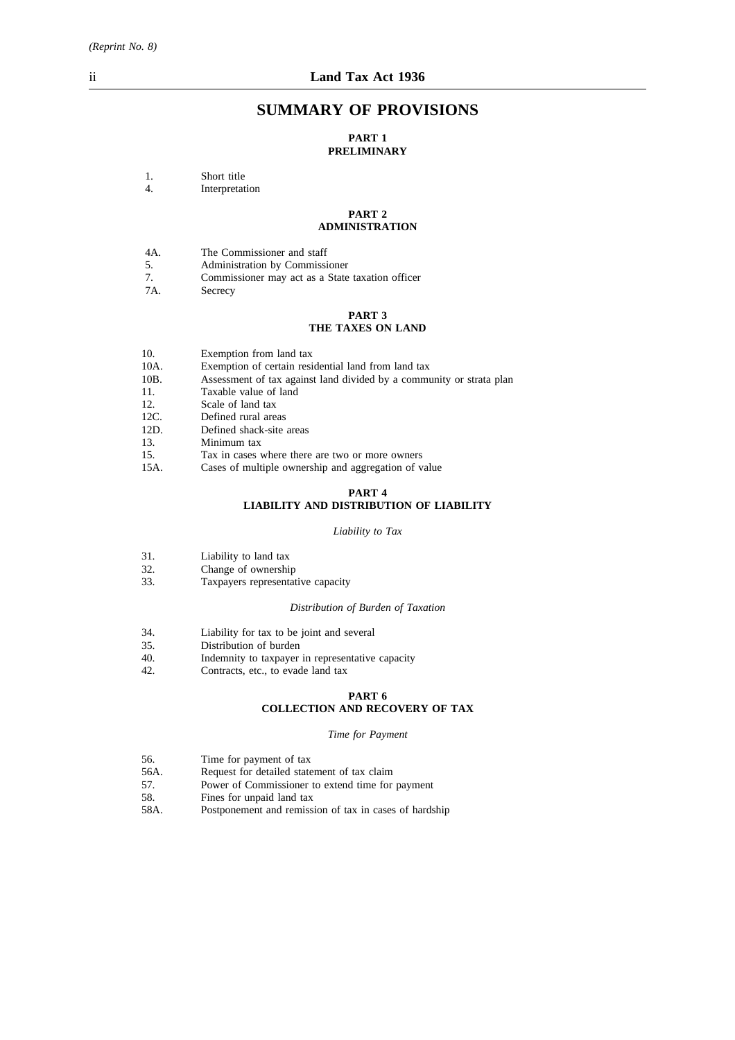# SUMMARY OF PROVISIONS

## PART 1
## PRELIMINARY

1. Short title
4. Interpretation

## PART 2
## ADMINISTRATION

4A. The Commissioner and staff
5. Administration by Commissioner
7. Commissioner may act as a State taxation officer
7A. Secrecy

## PART 3
## THE TAXES ON LAND

10. Exemption from land tax
10A. Exemption of certain residential land from land tax
10B. Assessment of tax against land divided by a community or strata plan
11. Taxable value of land
12. Scale of land tax
12C. Defined rural areas
12D. Defined shack-site areas
13. Minimum tax
15. Tax in cases where there are two or more owners
15A. Cases of multiple ownership and aggregation of value

## PART 4
## LIABILITY AND DISTRIBUTION OF LIABILITY

*Liability to Tax*

31. Liability to land tax
32. Change of ownership
33. Taxpayers representative capacity

*Distribution of Burden of Taxation*

34. Liability for tax to be joint and several
35. Distribution of burden
40. Indemnity to taxpayer in representative capacity
42. Contracts, etc., to evade land tax

## PART 6
## COLLECTION AND RECOVERY OF TAX

*Time for Payment*

56. Time for payment of tax
56A. Request for detailed statement of tax claim
57. Power of Commissioner to extend time for payment
58. Fines for unpaid land tax
58A. Postponement and remission of tax in cases of hardship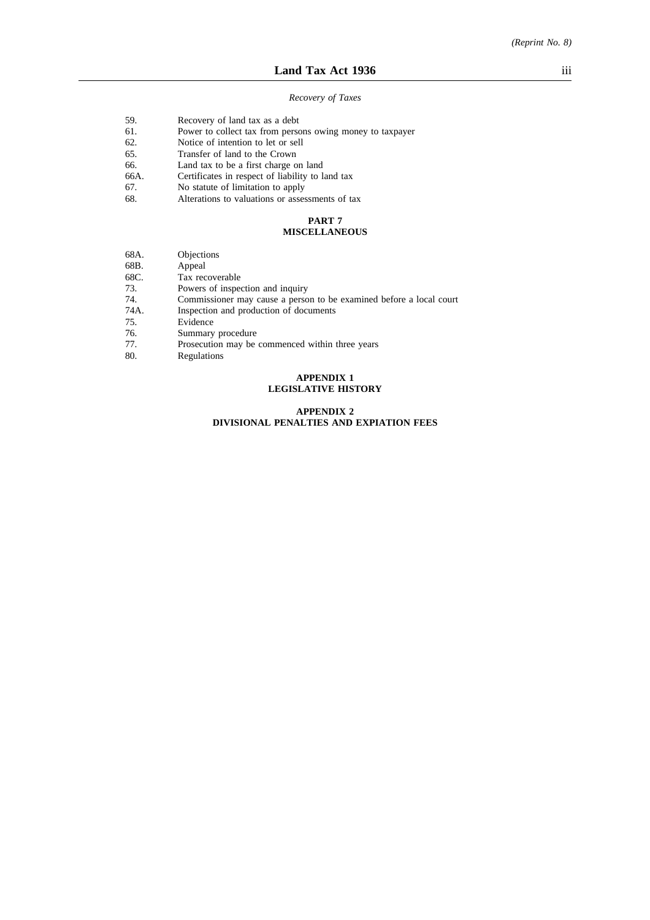*Recovery of Taxes*

| | |
|---|---|
| 59. | Recovery of land tax as a debt |
| 61. | Power to collect tax from persons owing money to taxpayer |
| 62. | Notice of intention to let or sell |
| 65. | Transfer of land to the Crown |
| 66. | Land tax to be a first charge on land |
| 66A. | Certificates in respect of liability to land tax |
| 67. | No statute of limitation to apply |
| 68. | Alterations to valuations or assessments of tax |

## PART 7
## MISCELLANEOUS

| | |
|---|---|
| 68A. | Objections |
| 68B. | Appeal |
| 68C. | Tax recoverable |
| 73. | Powers of inspection and inquiry |
| 74. | Commissioner may cause a person to be examined before a local court |
| 74A. | Inspection and production of documents |
| 75. | Evidence |
| 76. | Summary procedure |
| 77. | Prosecution may be commenced within three years |
| 80. | Regulations |

## APPENDIX 1
## LEGISLATIVE HISTORY

## APPENDIX 2
## DIVISIONAL PENALTIES AND EXPIATION FEES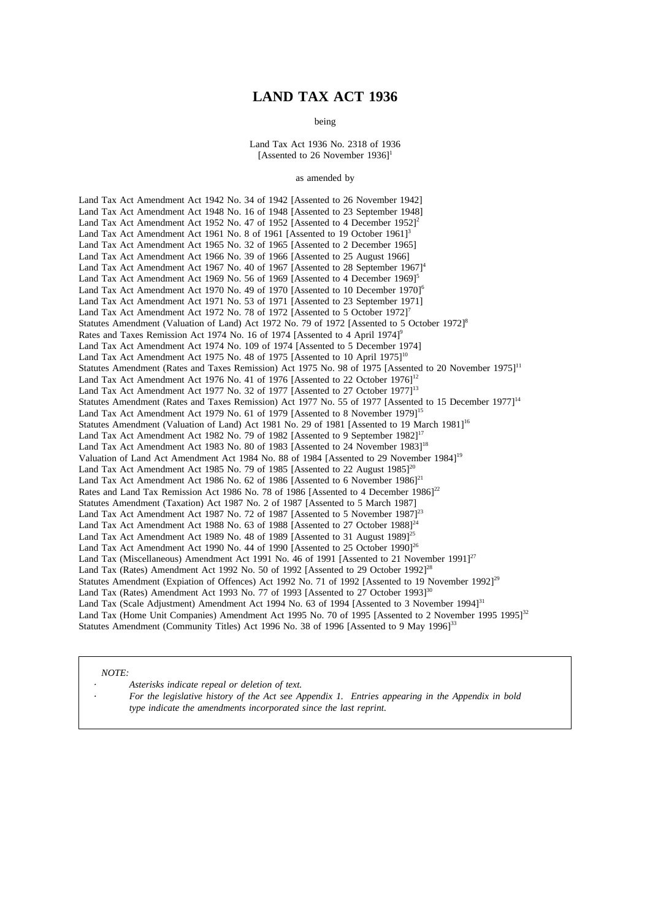# LAND TAX ACT 1936

being

Land Tax Act 1936 No. 2318 of 1936
[Assented to 26 November 1936][1]

as amended by

Land Tax Act Amendment Act 1942 No. 34 of 1942 [Assented to 26 November 1942]
Land Tax Act Amendment Act 1948 No. 16 of 1948 [Assented to 23 September 1948]
Land Tax Act Amendment Act 1952 No. 47 of 1952 [Assented to 4 December 1952][2]
Land Tax Act Amendment Act 1961 No. 8 of 1961 [Assented to 19 October 1961][3]
Land Tax Act Amendment Act 1965 No. 32 of 1965 [Assented to 2 December 1965]
Land Tax Act Amendment Act 1966 No. 39 of 1966 [Assented to 25 August 1966]
Land Tax Act Amendment Act 1967 No. 40 of 1967 [Assented to 28 September 1967][4]
Land Tax Act Amendment Act 1969 No. 56 of 1969 [Assented to 4 December 1969][5]
Land Tax Act Amendment Act 1970 No. 49 of 1970 [Assented to 10 December 1970][6]
Land Tax Act Amendment Act 1971 No. 53 of 1971 [Assented to 23 September 1971]
Land Tax Act Amendment Act 1972 No. 78 of 1972 [Assented to 5 October 1972][7]
Statutes Amendment (Valuation of Land) Act 1972 No. 79 of 1972 [Assented to 5 October 1972][8]
Rates and Taxes Remission Act 1974 No. 16 of 1974 [Assented to 4 April 1974][9]
Land Tax Act Amendment Act 1974 No. 109 of 1974 [Assented to 5 December 1974]
Land Tax Act Amendment Act 1975 No. 48 of 1975 [Assented to 10 April 1975][10]
Statutes Amendment (Rates and Taxes Remission) Act 1975 No. 98 of 1975 [Assented to 20 November 1975][11]
Land Tax Act Amendment Act 1976 No. 41 of 1976 [Assented to 22 October 1976][12]
Land Tax Act Amendment Act 1977 No. 32 of 1977 [Assented to 27 October 1977][13]
Statutes Amendment (Rates and Taxes Remission) Act 1977 No. 55 of 1977 [Assented to 15 December 1977][14]
Land Tax Act Amendment Act 1979 No. 61 of 1979 [Assented to 8 November 1979][15]
Statutes Amendment (Valuation of Land) Act 1981 No. 29 of 1981 [Assented to 19 March 1981][16]
Land Tax Act Amendment Act 1982 No. 79 of 1982 [Assented to 9 September 1982][17]
Land Tax Act Amendment Act 1983 No. 80 of 1983 [Assented to 24 November 1983][18]
Valuation of Land Act Amendment Act 1984 No. 88 of 1984 [Assented to 29 November 1984][19]
Land Tax Act Amendment Act 1985 No. 79 of 1985 [Assented to 22 August 1985][20]
Land Tax Act Amendment Act 1986 No. 62 of 1986 [Assented to 6 November 1986][21]
Rates and Land Tax Remission Act 1986 No. 78 of 1986 [Assented to 4 December 1986][22]
Statutes Amendment (Taxation) Act 1987 No. 2 of 1987 [Assented to 5 March 1987]
Land Tax Act Amendment Act 1987 No. 72 of 1987 [Assented to 5 November 1987][23]
Land Tax Act Amendment Act 1988 No. 63 of 1988 [Assented to 27 October 1988][24]
Land Tax Act Amendment Act 1989 No. 48 of 1989 [Assented to 31 August 1989][25]
Land Tax Act Amendment Act 1990 No. 44 of 1990 [Assented to 25 October 1990][26]
Land Tax (Miscellaneous) Amendment Act 1991 No. 46 of 1991 [Assented to 21 November 1991][27]
Land Tax (Rates) Amendment Act 1992 No. 50 of 1992 [Assented to 29 October 1992][28]
Statutes Amendment (Expiation of Offences) Act 1992 No. 71 of 1992 [Assented to 19 November 1992][29]
Land Tax (Rates) Amendment Act 1993 No. 77 of 1993 [Assented to 27 October 1993][30]
Land Tax (Scale Adjustment) Amendment Act 1994 No. 63 of 1994 [Assented to 3 November 1994][31]
Land Tax (Home Unit Companies) Amendment Act 1995 No. 70 of 1995 [Assented to 2 November 1995 1995][32]
Statutes Amendment (Community Titles) Act 1996 No. 38 of 1996 [Assented to 9 May 1996][33]

*NOTE:*

- *Asterisks indicate repeal or deletion of text.*
- *For the legislative history of the Act see Appendix 1. Entries appearing in the Appendix in bold type indicate the amendments incorporated since the last reprint.*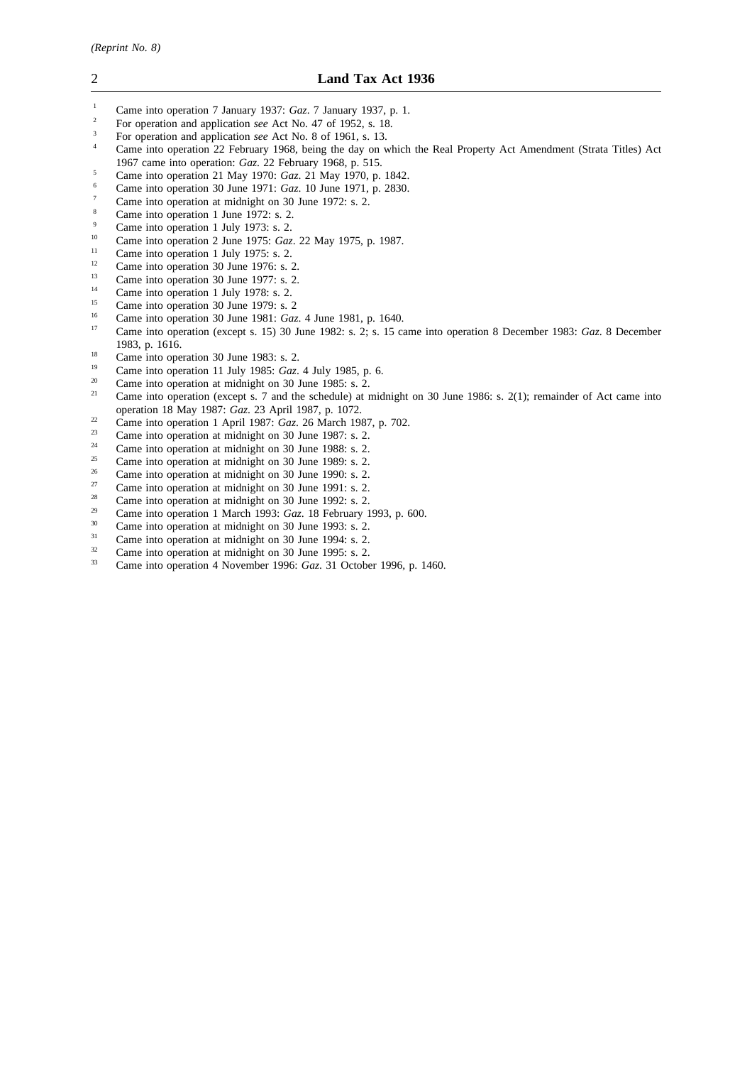[1] Came into operation 7 January 1937: *Gaz*. 7 January 1937, p. 1.

[2] For operation and application *see* Act No. 47 of 1952, s. 18.

[3] For operation and application *see* Act No. 8 of 1961, s. 13.

[4] Came into operation 22 February 1968, being the day on which the Real Property Act Amendment (Strata Titles) Act 1967 came into operation: *Gaz*. 22 February 1968, p. 515.

[5] Came into operation 21 May 1970: *Gaz*. 21 May 1970, p. 1842.

[6] Came into operation 30 June 1971: *Gaz*. 10 June 1971, p. 2830.

[7] Came into operation at midnight on 30 June 1972: s. 2.

[8] Came into operation 1 June 1972: s. 2.

[9] Came into operation 1 July 1973: s. 2.

[10] Came into operation 2 June 1975: *Gaz*. 22 May 1975, p. 1987.

[11] Came into operation 1 July 1975: s. 2.

[12] Came into operation 30 June 1976: s. 2.

[13] Came into operation 30 June 1977: s. 2.

[14] Came into operation 1 July 1978: s. 2.

[15] Came into operation 30 June 1979: s. 2

[16] Came into operation 30 June 1981: *Gaz*. 4 June 1981, p. 1640.

[17] Came into operation (except s. 15) 30 June 1982: s. 2; s. 15 came into operation 8 December 1983: *Gaz*. 8 December 1983, p. 1616.

[18] Came into operation 30 June 1983: s. 2.

[19] Came into operation 11 July 1985: *Gaz*. 4 July 1985, p. 6.

[20] Came into operation at midnight on 30 June 1985: s. 2.

[21] Came into operation (except s. 7 and the schedule) at midnight on 30 June 1986: s. 2(1); remainder of Act came into operation 18 May 1987: *Gaz*. 23 April 1987, p. 1072.

[22] Came into operation 1 April 1987: *Gaz*. 26 March 1987, p. 702.

[23] Came into operation at midnight on 30 June 1987: s. 2.

[24] Came into operation at midnight on 30 June 1988: s. 2.

[25] Came into operation at midnight on 30 June 1989: s. 2.

[26] Came into operation at midnight on 30 June 1990: s. 2.

[27] Came into operation at midnight on 30 June 1991: s. 2.

[28] Came into operation at midnight on 30 June 1992: s. 2.

[29] Came into operation 1 March 1993: *Gaz*. 18 February 1993, p. 600.

[30] Came into operation at midnight on 30 June 1993: s. 2.

[31] Came into operation at midnight on 30 June 1994: s. 2.

[32] Came into operation at midnight on 30 June 1995: s. 2.

[33] Came into operation 4 November 1996: *Gaz*. 31 October 1996, p. 1460.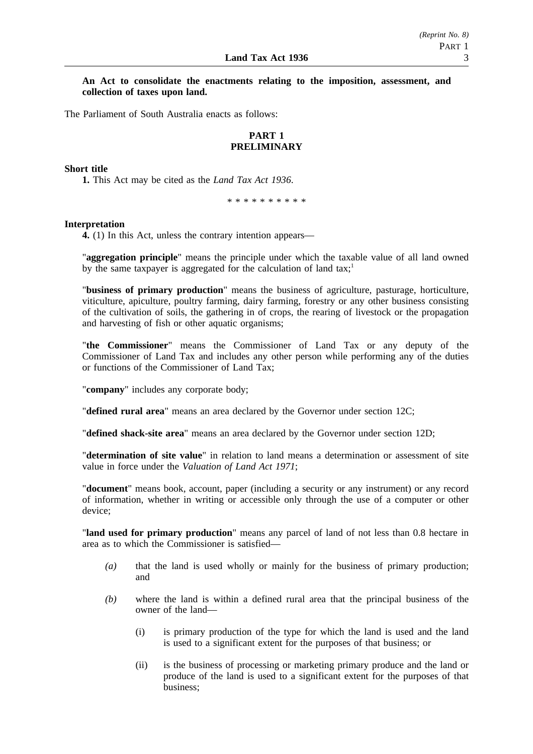**An Act to consolidate the enactments relating to the imposition, assessment, and collection of taxes upon land.**

The Parliament of South Australia enacts as follows:

## PART 1
## PRELIMINARY

**Short title**

**1.** This Act may be cited as the *Land Tax Act 1936*.

\* \* \* \* \* \* \* \* \* \*

**Interpretation**

**4.** (1) In this Act, unless the contrary intention appears—

"**aggregation principle**" means the principle under which the taxable value of all land owned by the same taxpayer is aggregated for the calculation of land tax;[1]

"**business of primary production**" means the business of agriculture, pasturage, horticulture, viticulture, apiculture, poultry farming, dairy farming, forestry or any other business consisting of the cultivation of soils, the gathering in of crops, the rearing of livestock or the propagation and harvesting of fish or other aquatic organisms;

"**the Commissioner**" means the Commissioner of Land Tax or any deputy of the Commissioner of Land Tax and includes any other person while performing any of the duties or functions of the Commissioner of Land Tax;

"**company**" includes any corporate body;

"**defined rural area**" means an area declared by the Governor under section 12C;

"**defined shack-site area**" means an area declared by the Governor under section 12D;

"**determination of site value**" in relation to land means a determination or assessment of site value in force under the *Valuation of Land Act 1971*;

"**document**" means book, account, paper (including a security or any instrument) or any record of information, whether in writing or accessible only through the use of a computer or other device;

"**land used for primary production**" means any parcel of land of not less than 0.8 hectare in area as to which the Commissioner is satisfied—

- *(a)* that the land is used wholly or mainly for the business of primary production; and
- *(b)* where the land is within a defined rural area that the principal business of the owner of the land—
  - (i) is primary production of the type for which the land is used and the land is used to a significant extent for the purposes of that business; or
  - (ii) is the business of processing or marketing primary produce and the land or produce of the land is used to a significant extent for the purposes of that business;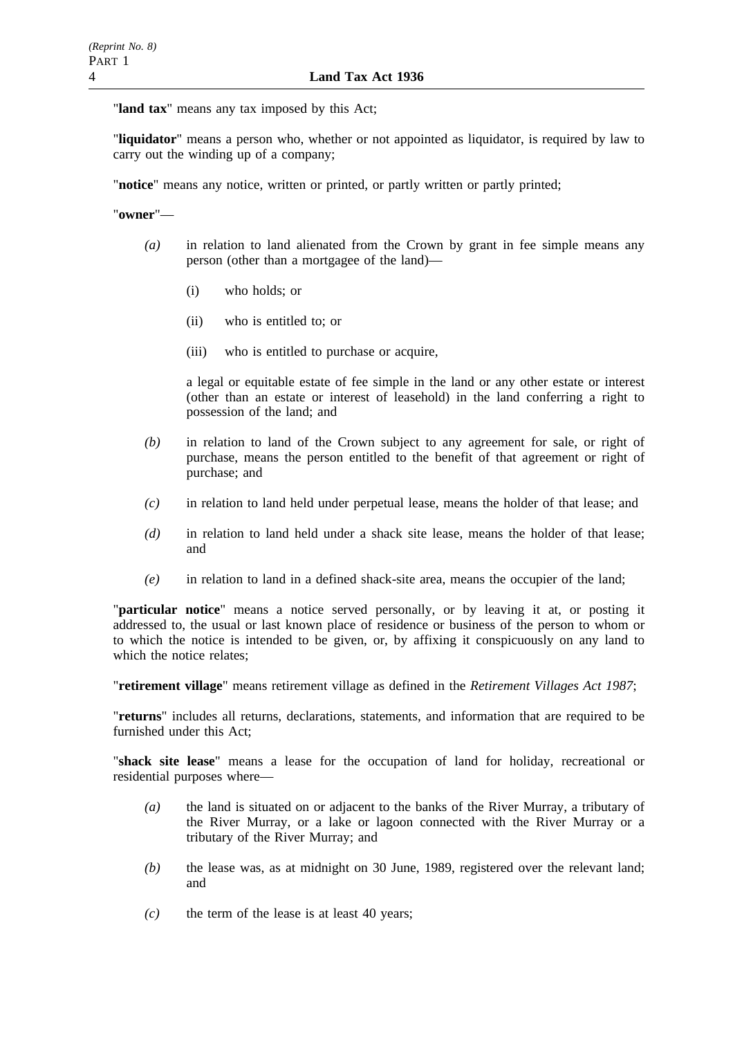"**land tax**" means any tax imposed by this Act;

"**liquidator**" means a person who, whether or not appointed as liquidator, is required by law to carry out the winding up of a company;

"**notice**" means any notice, written or printed, or partly written or partly printed;

"**owner**"—

*(a)* in relation to land alienated from the Crown by grant in fee simple means any person (other than a mortgagee of the land)—

(i) who holds; or

(ii) who is entitled to; or

(iii) who is entitled to purchase or acquire,

a legal or equitable estate of fee simple in the land or any other estate or interest (other than an estate or interest of leasehold) in the land conferring a right to possession of the land; and

*(b)* in relation to land of the Crown subject to any agreement for sale, or right of purchase, means the person entitled to the benefit of that agreement or right of purchase; and

*(c)* in relation to land held under perpetual lease, means the holder of that lease; and

*(d)* in relation to land held under a shack site lease, means the holder of that lease; and

*(e)* in relation to land in a defined shack-site area, means the occupier of the land;

"**particular notice**" means a notice served personally, or by leaving it at, or posting it addressed to, the usual or last known place of residence or business of the person to whom or to which the notice is intended to be given, or, by affixing it conspicuously on any land to which the notice relates;

"**retirement village**" means retirement village as defined in the *Retirement Villages Act 1987*;

"**returns**" includes all returns, declarations, statements, and information that are required to be furnished under this Act;

"**shack site lease**" means a lease for the occupation of land for holiday, recreational or residential purposes where—

*(a)* the land is situated on or adjacent to the banks of the River Murray, a tributary of the River Murray, or a lake or lagoon connected with the River Murray or a tributary of the River Murray; and

*(b)* the lease was, as at midnight on 30 June, 1989, registered over the relevant land; and

*(c)* the term of the lease is at least 40 years;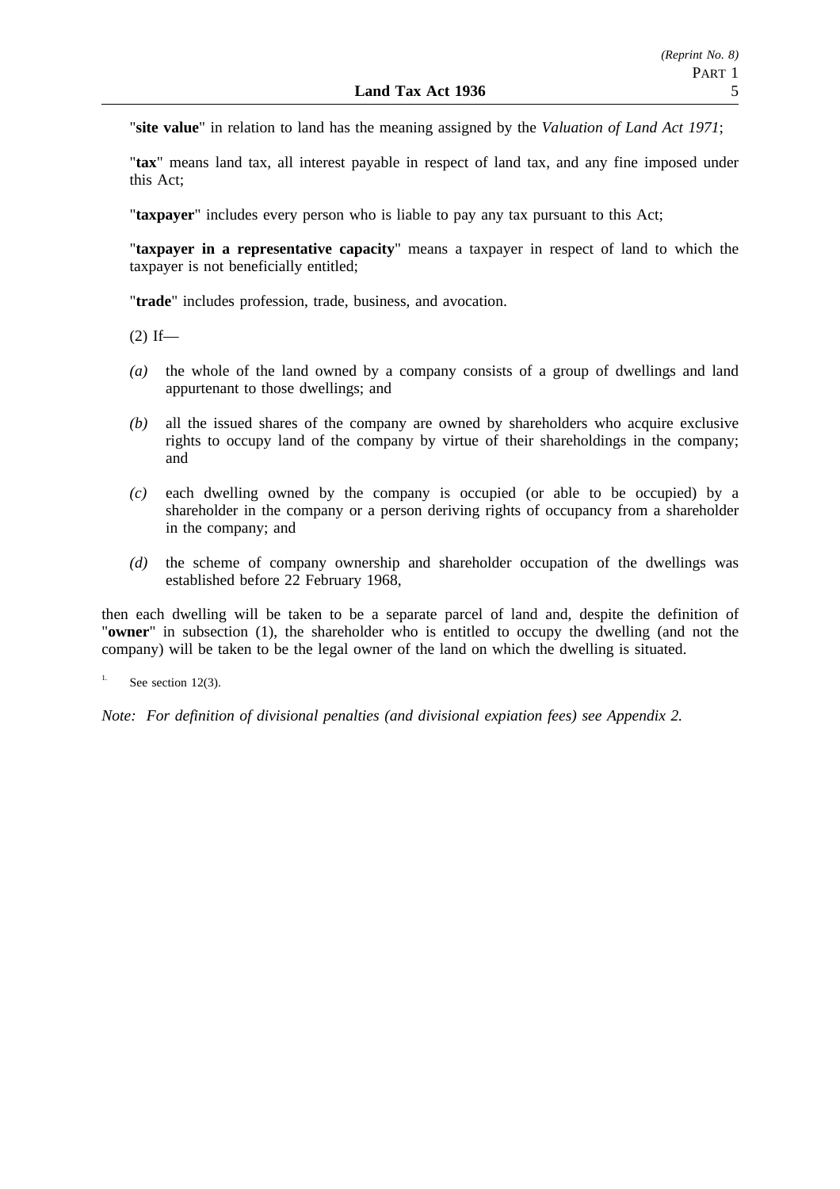"**site value**" in relation to land has the meaning assigned by the *Valuation of Land Act 1971*;

"**tax**" means land tax, all interest payable in respect of land tax, and any fine imposed under this Act;

"**taxpayer**" includes every person who is liable to pay any tax pursuant to this Act;

"**taxpayer in a representative capacity**" means a taxpayer in respect of land to which the taxpayer is not beneficially entitled;

"**trade**" includes profession, trade, business, and avocation.

(2) If—

*(a)* the whole of the land owned by a company consists of a group of dwellings and land appurtenant to those dwellings; and

*(b)* all the issued shares of the company are owned by shareholders who acquire exclusive rights to occupy land of the company by virtue of their shareholdings in the company; and

*(c)* each dwelling owned by the company is occupied (or able to be occupied) by a shareholder in the company or a person deriving rights of occupancy from a shareholder in the company; and

*(d)* the scheme of company ownership and shareholder occupation of the dwellings was established before 22 February 1968,

then each dwelling will be taken to be a separate parcel of land and, despite the definition of "**owner**" in subsection (1), the shareholder who is entitled to occupy the dwelling (and not the company) will be taken to be the legal owner of the land on which the dwelling is situated.

[1] See section 12(3).

*Note: For definition of divisional penalties (and divisional expiation fees) see Appendix 2.*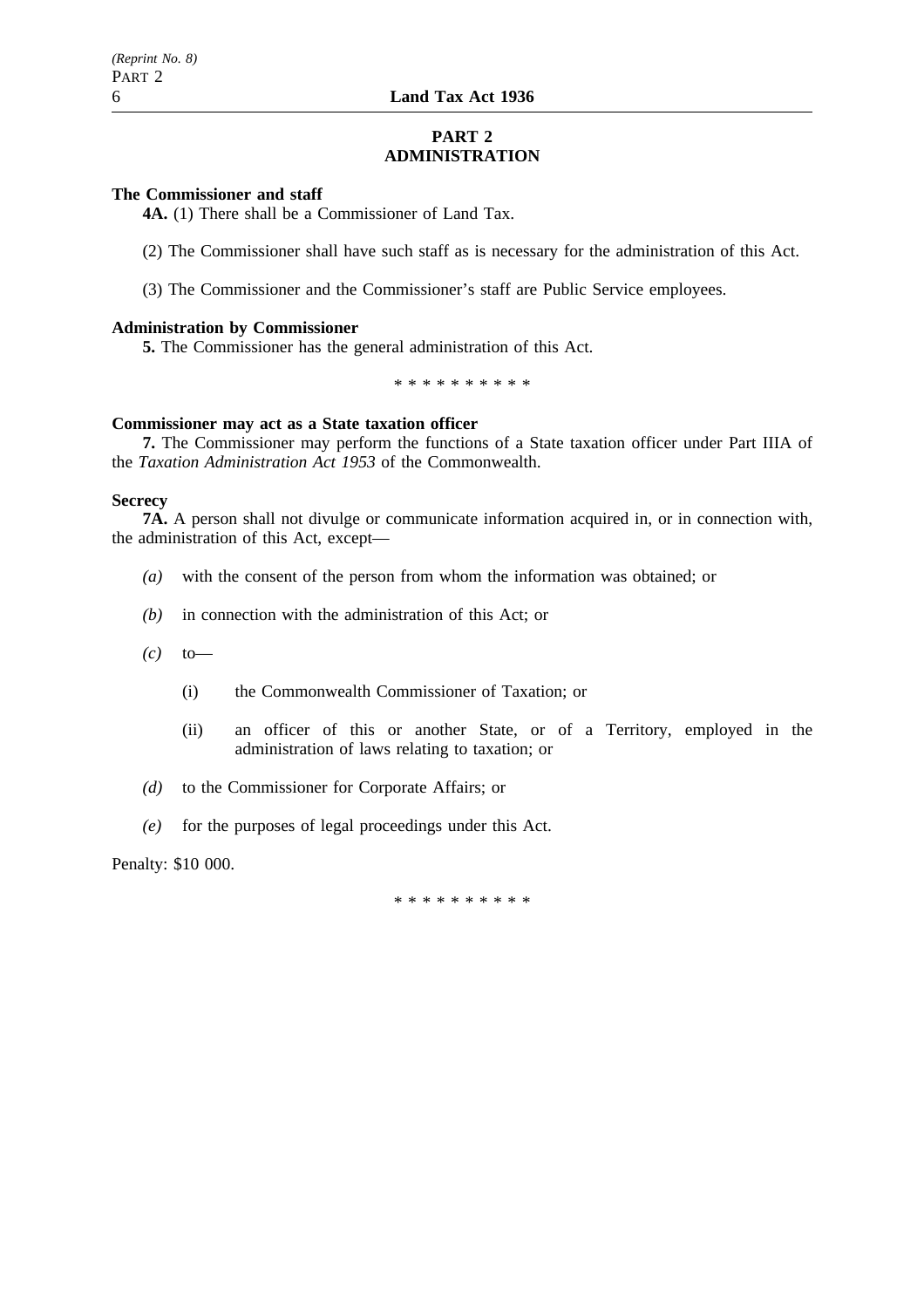## PART 2
## ADMINISTRATION

**The Commissioner and staff**

**4A.** (1) There shall be a Commissioner of Land Tax.

(2) The Commissioner shall have such staff as is necessary for the administration of this Act.

(3) The Commissioner and the Commissioner's staff are Public Service employees.

**Administration by Commissioner**

**5.** The Commissioner has the general administration of this Act.

\* \* \* \* \* \* \* \* \* \*

**Commissioner may act as a State taxation officer**

**7.** The Commissioner may perform the functions of a State taxation officer under Part IIIA of the *Taxation Administration Act 1953* of the Commonwealth.

**Secrecy**

**7A.** A person shall not divulge or communicate information acquired in, or in connection with, the administration of this Act, except—

*(a)* with the consent of the person from whom the information was obtained; or

*(b)* in connection with the administration of this Act; or

*(c)* to—

(i) the Commonwealth Commissioner of Taxation; or

(ii) an officer of this or another State, or of a Territory, employed in the administration of laws relating to taxation; or

*(d)* to the Commissioner for Corporate Affairs; or

*(e)* for the purposes of legal proceedings under this Act.

Penalty: $10 000.

\* \* \* \* \* \* \* \* \* \*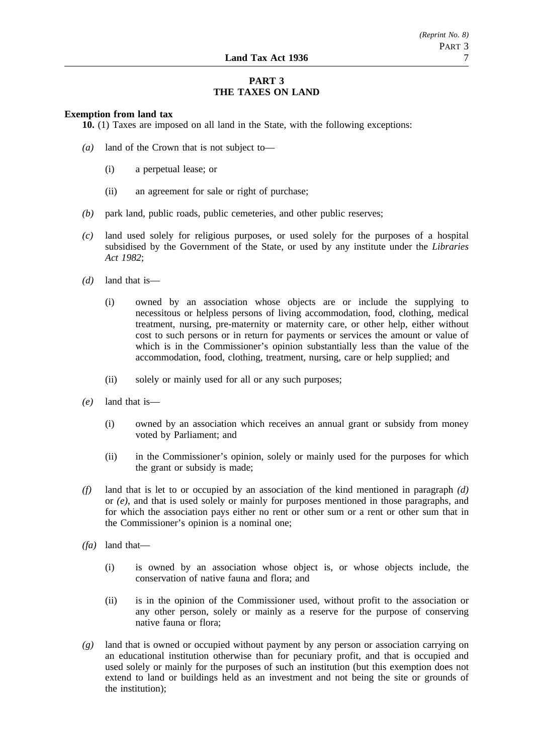## PART 3
## THE TAXES ON LAND

**Exemption from land tax**

**10.** (1) Taxes are imposed on all land in the State, with the following exceptions:

*(a)* land of the Crown that is not subject to—

(i) a perpetual lease; or

(ii) an agreement for sale or right of purchase;

*(b)* park land, public roads, public cemeteries, and other public reserves;

*(c)* land used solely for religious purposes, or used solely for the purposes of a hospital subsidised by the Government of the State, or used by any institute under the *Libraries Act 1982*;

*(d)* land that is—

(i) owned by an association whose objects are or include the supplying to necessitous or helpless persons of living accommodation, food, clothing, medical treatment, nursing, pre-maternity or maternity care, or other help, either without cost to such persons or in return for payments or services the amount or value of which is in the Commissioner's opinion substantially less than the value of the accommodation, food, clothing, treatment, nursing, care or help supplied; and

(ii) solely or mainly used for all or any such purposes;

*(e)* land that is—

(i) owned by an association which receives an annual grant or subsidy from money voted by Parliament; and

(ii) in the Commissioner's opinion, solely or mainly used for the purposes for which the grant or subsidy is made;

*(f)* land that is let to or occupied by an association of the kind mentioned in paragraph *(d)* or *(e)*, and that is used solely or mainly for purposes mentioned in those paragraphs, and for which the association pays either no rent or other sum or a rent or other sum that in the Commissioner's opinion is a nominal one;

*(fa)* land that—

(i) is owned by an association whose object is, or whose objects include, the conservation of native fauna and flora; and

(ii) is in the opinion of the Commissioner used, without profit to the association or any other person, solely or mainly as a reserve for the purpose of conserving native fauna or flora;

*(g)* land that is owned or occupied without payment by any person or association carrying on an educational institution otherwise than for pecuniary profit, and that is occupied and used solely or mainly for the purposes of such an institution (but this exemption does not extend to land or buildings held as an investment and not being the site or grounds of the institution);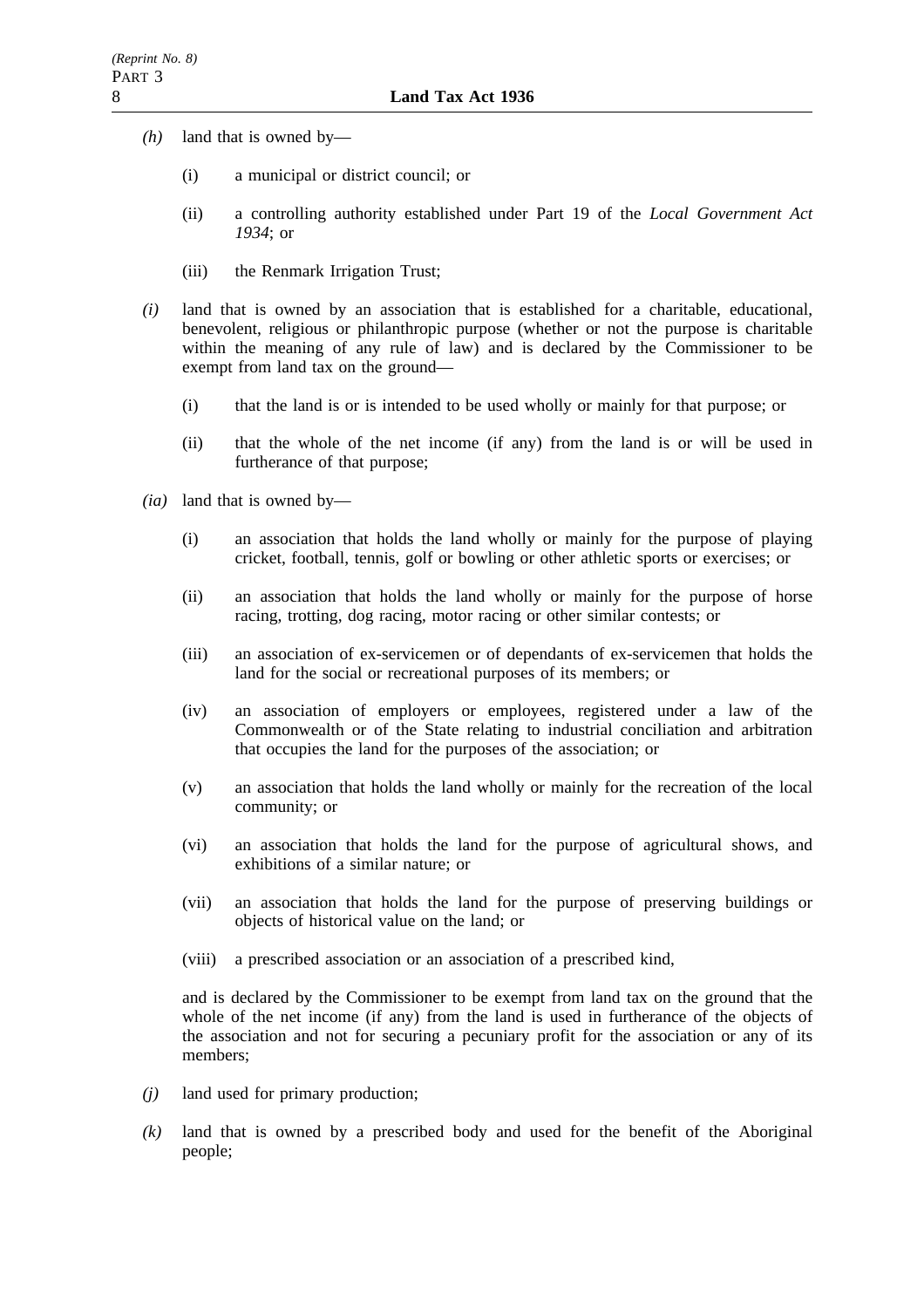*(h)* land that is owned by—

- (i) a municipal or district council; or
- (ii) a controlling authority established under Part 19 of the *Local Government Act 1934*; or
- (iii) the Renmark Irrigation Trust;

*(i)* land that is owned by an association that is established for a charitable, educational, benevolent, religious or philanthropic purpose (whether or not the purpose is charitable within the meaning of any rule of law) and is declared by the Commissioner to be exempt from land tax on the ground—

- (i) that the land is or is intended to be used wholly or mainly for that purpose; or
- (ii) that the whole of the net income (if any) from the land is or will be used in furtherance of that purpose;

*(ia)* land that is owned by—

- (i) an association that holds the land wholly or mainly for the purpose of playing cricket, football, tennis, golf or bowling or other athletic sports or exercises; or
- (ii) an association that holds the land wholly or mainly for the purpose of horse racing, trotting, dog racing, motor racing or other similar contests; or
- (iii) an association of ex-servicemen or of dependants of ex-servicemen that holds the land for the social or recreational purposes of its members; or
- (iv) an association of employers or employees, registered under a law of the Commonwealth or of the State relating to industrial conciliation and arbitration that occupies the land for the purposes of the association; or
- (v) an association that holds the land wholly or mainly for the recreation of the local community; or
- (vi) an association that holds the land for the purpose of agricultural shows, and exhibitions of a similar nature; or
- (vii) an association that holds the land for the purpose of preserving buildings or objects of historical value on the land; or
- (viii) a prescribed association or an association of a prescribed kind,

and is declared by the Commissioner to be exempt from land tax on the ground that the whole of the net income (if any) from the land is used in furtherance of the objects of the association and not for securing a pecuniary profit for the association or any of its members;

*(j)* land used for primary production;

*(k)* land that is owned by a prescribed body and used for the benefit of the Aboriginal people;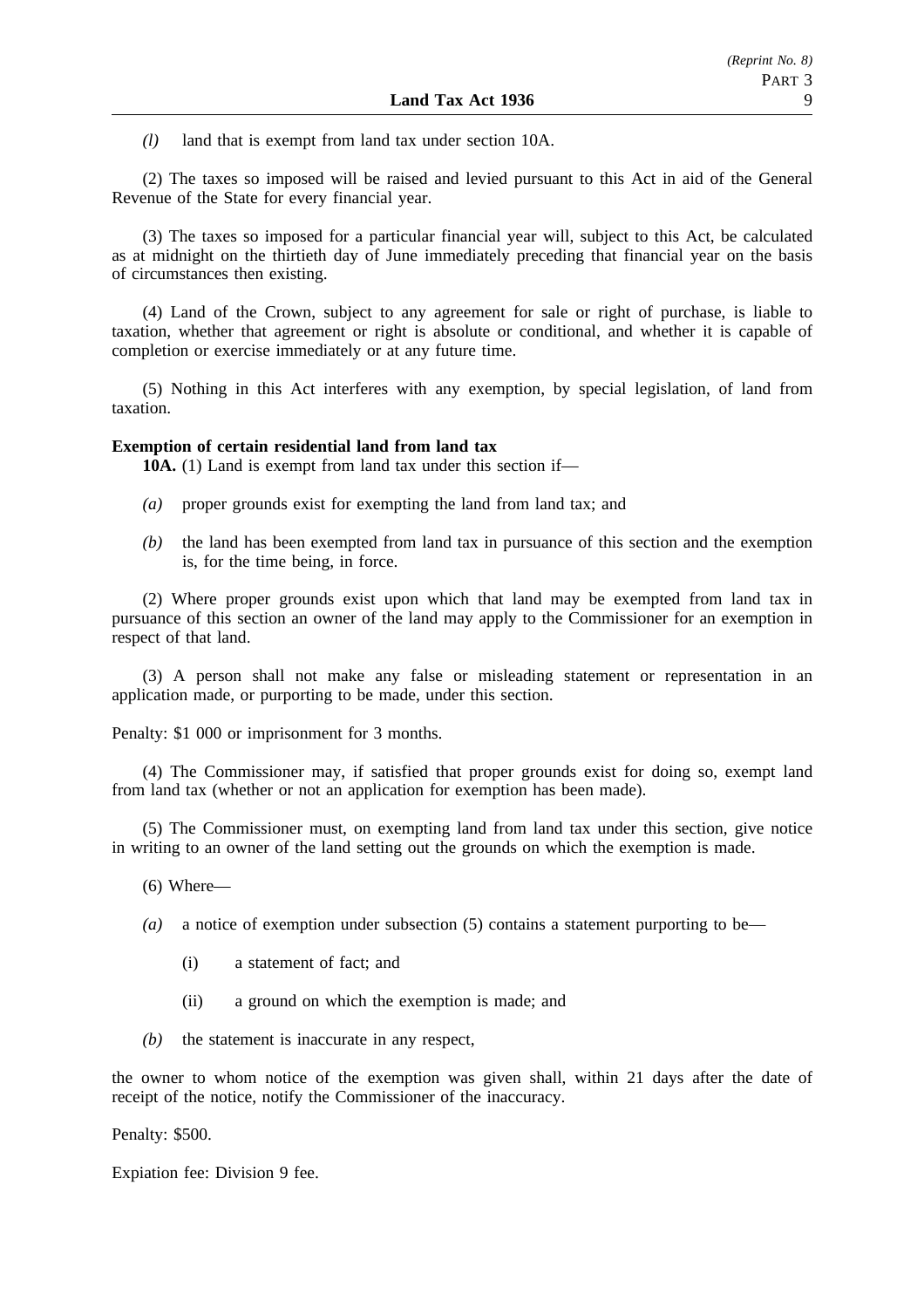*(l)* land that is exempt from land tax under section 10A.

(2) The taxes so imposed will be raised and levied pursuant to this Act in aid of the General Revenue of the State for every financial year.

(3) The taxes so imposed for a particular financial year will, subject to this Act, be calculated as at midnight on the thirtieth day of June immediately preceding that financial year on the basis of circumstances then existing.

(4) Land of the Crown, subject to any agreement for sale or right of purchase, is liable to taxation, whether that agreement or right is absolute or conditional, and whether it is capable of completion or exercise immediately or at any future time.

(5) Nothing in this Act interferes with any exemption, by special legislation, of land from taxation.

**Exemption of certain residential land from land tax**

**10A.** (1) Land is exempt from land tax under this section if—

*(a)* proper grounds exist for exempting the land from land tax; and

*(b)* the land has been exempted from land tax in pursuance of this section and the exemption is, for the time being, in force.

(2) Where proper grounds exist upon which that land may be exempted from land tax in pursuance of this section an owner of the land may apply to the Commissioner for an exemption in respect of that land.

(3) A person shall not make any false or misleading statement or representation in an application made, or purporting to be made, under this section.

Penalty: $1 000 or imprisonment for 3 months.

(4) The Commissioner may, if satisfied that proper grounds exist for doing so, exempt land from land tax (whether or not an application for exemption has been made).

(5) The Commissioner must, on exempting land from land tax under this section, give notice in writing to an owner of the land setting out the grounds on which the exemption is made.

(6) Where—

*(a)* a notice of exemption under subsection (5) contains a statement purporting to be—

(i) a statement of fact; and

(ii) a ground on which the exemption is made; and

*(b)* the statement is inaccurate in any respect,

the owner to whom notice of the exemption was given shall, within 21 days after the date of receipt of the notice, notify the Commissioner of the inaccuracy.

Penalty: $500.

Expiation fee: Division 9 fee.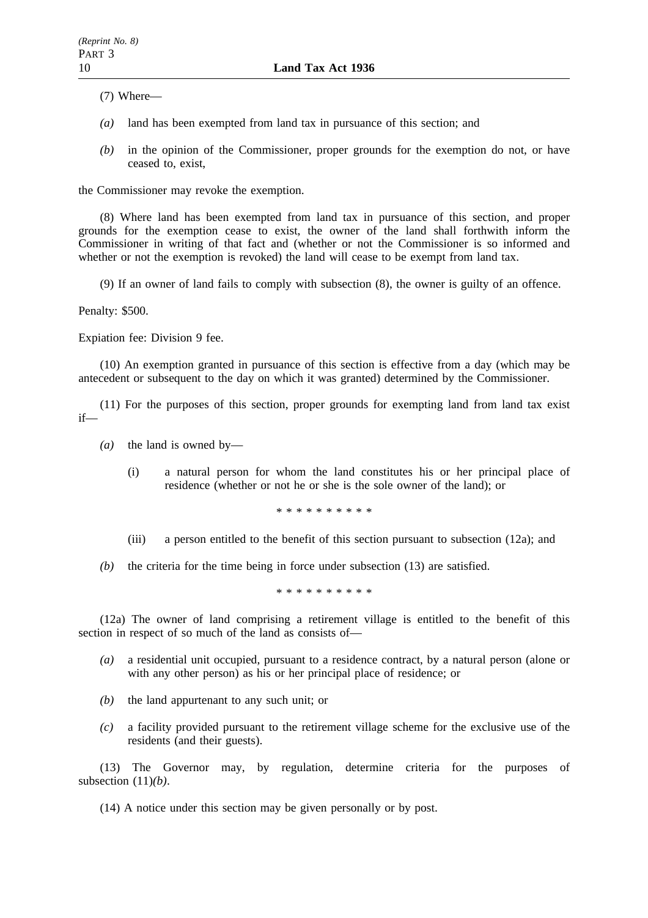(7) Where—

*(a)* land has been exempted from land tax in pursuance of this section; and

*(b)* in the opinion of the Commissioner, proper grounds for the exemption do not, or have ceased to, exist,

the Commissioner may revoke the exemption.

(8) Where land has been exempted from land tax in pursuance of this section, and proper grounds for the exemption cease to exist, the owner of the land shall forthwith inform the Commissioner in writing of that fact and (whether or not the Commissioner is so informed and whether or not the exemption is revoked) the land will cease to be exempt from land tax.

(9) If an owner of land fails to comply with subsection (8), the owner is guilty of an offence.

Penalty: $500.

Expiation fee: Division 9 fee.

(10) An exemption granted in pursuance of this section is effective from a day (which may be antecedent or subsequent to the day on which it was granted) determined by the Commissioner.

(11) For the purposes of this section, proper grounds for exempting land from land tax exist if—

*(a)* the land is owned by—

(i) a natural person for whom the land constitutes his or her principal place of residence (whether or not he or she is the sole owner of the land); or

\* \* \* \* \* \* \* \* \* \*

(iii) a person entitled to the benefit of this section pursuant to subsection (12a); and

*(b)* the criteria for the time being in force under subsection (13) are satisfied.

\* \* \* \* \* \* \* \* \* \*

(12a) The owner of land comprising a retirement village is entitled to the benefit of this section in respect of so much of the land as consists of—

*(a)* a residential unit occupied, pursuant to a residence contract, by a natural person (alone or with any other person) as his or her principal place of residence; or

*(b)* the land appurtenant to any such unit; or

*(c)* a facility provided pursuant to the retirement village scheme for the exclusive use of the residents (and their guests).

(13) The Governor may, by regulation, determine criteria for the purposes of subsection (11)*(b)*.

(14) A notice under this section may be given personally or by post.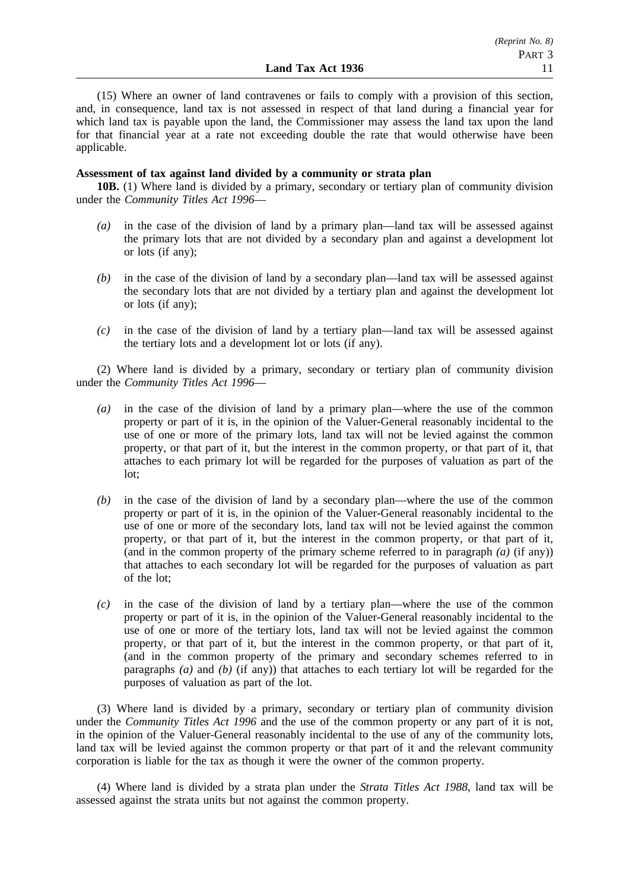(15) Where an owner of land contravenes or fails to comply with a provision of this section, and, in consequence, land tax is not assessed in respect of that land during a financial year for which land tax is payable upon the land, the Commissioner may assess the land tax upon the land for that financial year at a rate not exceeding double the rate that would otherwise have been applicable.

**Assessment of tax against land divided by a community or strata plan**

**10B.** (1) Where land is divided by a primary, secondary or tertiary plan of community division under the *Community Titles Act 1996*—

*(a)* in the case of the division of land by a primary plan—land tax will be assessed against the primary lots that are not divided by a secondary plan and against a development lot or lots (if any);

*(b)* in the case of the division of land by a secondary plan—land tax will be assessed against the secondary lots that are not divided by a tertiary plan and against the development lot or lots (if any);

*(c)* in the case of the division of land by a tertiary plan—land tax will be assessed against the tertiary lots and a development lot or lots (if any).

(2) Where land is divided by a primary, secondary or tertiary plan of community division under the *Community Titles Act 1996*—

*(a)* in the case of the division of land by a primary plan—where the use of the common property or part of it is, in the opinion of the Valuer-General reasonably incidental to the use of one or more of the primary lots, land tax will not be levied against the common property, or that part of it, but the interest in the common property, or that part of it, that attaches to each primary lot will be regarded for the purposes of valuation as part of the lot;

*(b)* in the case of the division of land by a secondary plan—where the use of the common property or part of it is, in the opinion of the Valuer-General reasonably incidental to the use of one or more of the secondary lots, land tax will not be levied against the common property, or that part of it, but the interest in the common property, or that part of it, (and in the common property of the primary scheme referred to in paragraph *(a)* (if any)) that attaches to each secondary lot will be regarded for the purposes of valuation as part of the lot;

*(c)* in the case of the division of land by a tertiary plan—where the use of the common property or part of it is, in the opinion of the Valuer-General reasonably incidental to the use of one or more of the tertiary lots, land tax will not be levied against the common property, or that part of it, but the interest in the common property, or that part of it, (and in the common property of the primary and secondary schemes referred to in paragraphs *(a)* and *(b)* (if any)) that attaches to each tertiary lot will be regarded for the purposes of valuation as part of the lot.

(3) Where land is divided by a primary, secondary or tertiary plan of community division under the *Community Titles Act 1996* and the use of the common property or any part of it is not, in the opinion of the Valuer-General reasonably incidental to the use of any of the community lots, land tax will be levied against the common property or that part of it and the relevant community corporation is liable for the tax as though it were the owner of the common property.

(4) Where land is divided by a strata plan under the *Strata Titles Act 1988*, land tax will be assessed against the strata units but not against the common property.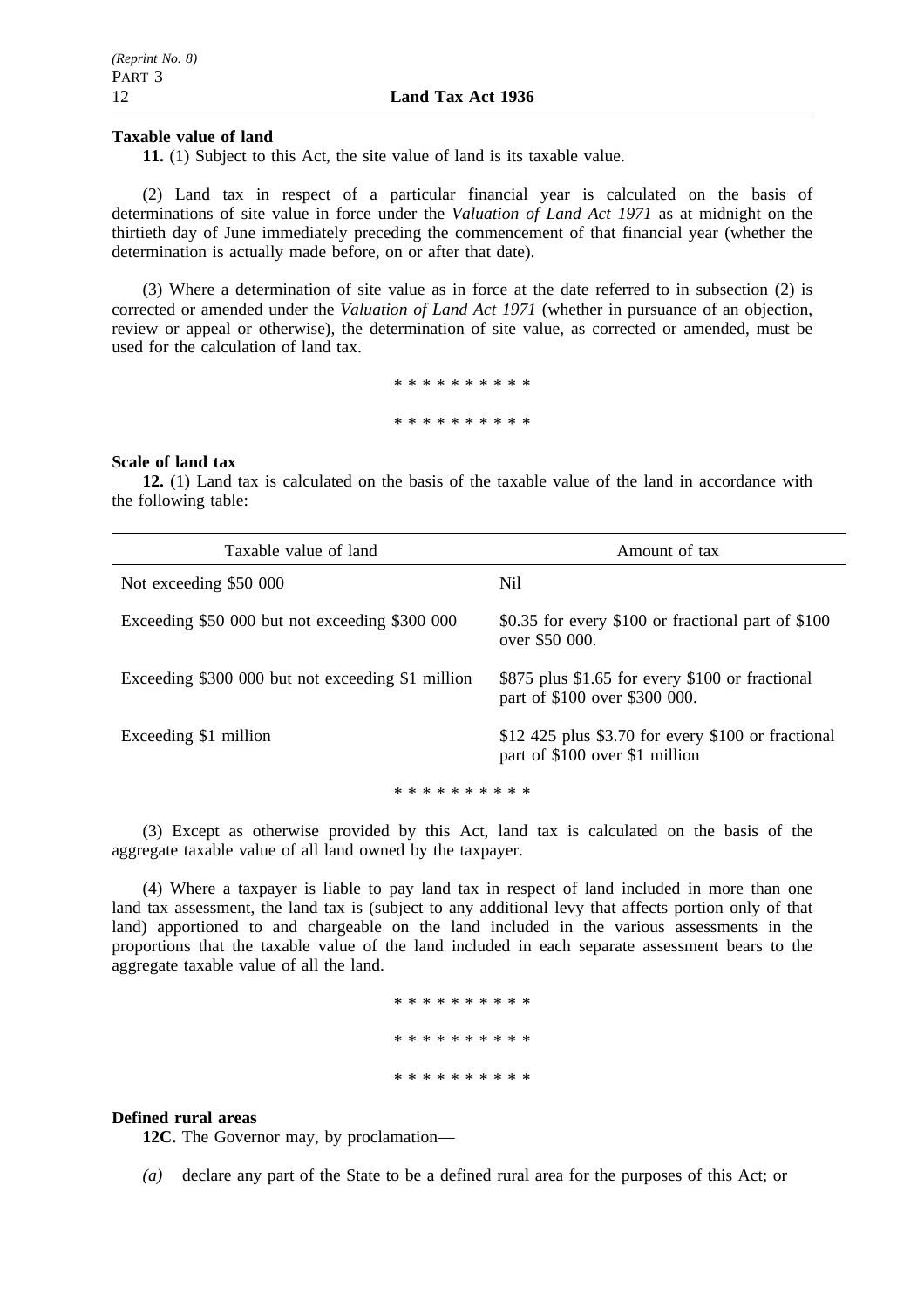**Taxable value of land**

**11.** (1) Subject to this Act, the site value of land is its taxable value.

(2) Land tax in respect of a particular financial year is calculated on the basis of determinations of site value in force under the *Valuation of Land Act 1971* as at midnight on the thirtieth day of June immediately preceding the commencement of that financial year (whether the determination is actually made before, on or after that date).

(3) Where a determination of site value as in force at the date referred to in subsection (2) is corrected or amended under the *Valuation of Land Act 1971* (whether in pursuance of an objection, review or appeal or otherwise), the determination of site value, as corrected or amended, must be used for the calculation of land tax.

\* \* \* \* \* \* \* \* \* \*

\* \* \* \* \* \* \* \* \* \*

**Scale of land tax**

**12.** (1) Land tax is calculated on the basis of the taxable value of the land in accordance with the following table:

| Taxable value of land | Amount of tax |
|---|---|
| Not exceeding \$50 000 | Nil |
| Exceeding \$50 000 but not exceeding \$300 000 | \$0.35 for every \$100 or fractional part of \$100 over \$50 000. |
| Exceeding \$300 000 but not exceeding \$1 million | \$875 plus \$1.65 for every \$100 or fractional part of \$100 over \$300 000. |
| Exceeding \$1 million | \$12 425 plus \$3.70 for every \$100 or fractional part of \$100 over \$1 million |

\* \* \* \* \* \* \* \* \* \*

(3) Except as otherwise provided by this Act, land tax is calculated on the basis of the aggregate taxable value of all land owned by the taxpayer.

(4) Where a taxpayer is liable to pay land tax in respect of land included in more than one land tax assessment, the land tax is (subject to any additional levy that affects portion only of that land) apportioned to and chargeable on the land included in the various assessments in the proportions that the taxable value of the land included in each separate assessment bears to the aggregate taxable value of all the land.

\* \* \* \* \* \* \* \* \* \*

\* \* \* \* \* \* \* \* \* \*

\* \* \* \* \* \* \* \* \* \*

**Defined rural areas**

**12C.** The Governor may, by proclamation—

*(a)* declare any part of the State to be a defined rural area for the purposes of this Act; or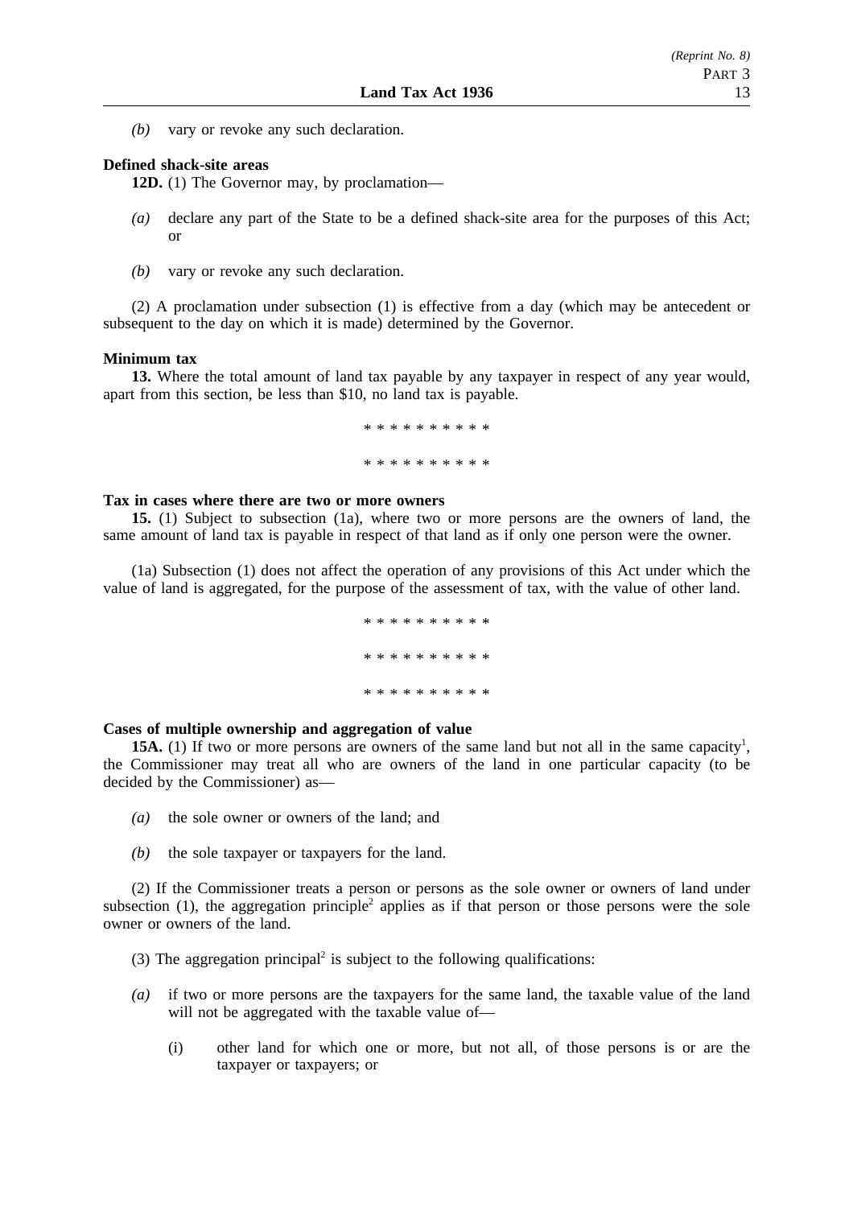*(b)* vary or revoke any such declaration.

**Defined shack-site areas**

**12D.** (1) The Governor may, by proclamation—

*(a)* declare any part of the State to be a defined shack-site area for the purposes of this Act; or

*(b)* vary or revoke any such declaration.

(2) A proclamation under subsection (1) is effective from a day (which may be antecedent or subsequent to the day on which it is made) determined by the Governor.

**Minimum tax**

**13.** Where the total amount of land tax payable by any taxpayer in respect of any year would, apart from this section, be less than $10, no land tax is payable.

\* \* \* \* \* \* \* \* \* \*

\* \* \* \* \* \* \* \* \* \*

**Tax in cases where there are two or more owners**

**15.** (1) Subject to subsection (1a), where two or more persons are the owners of land, the same amount of land tax is payable in respect of that land as if only one person were the owner.

(1a) Subsection (1) does not affect the operation of any provisions of this Act under which the value of land is aggregated, for the purpose of the assessment of tax, with the value of other land.

\* \* \* \* \* \* \* \* \* \*

\* \* \* \* \* \* \* \* \* \*

\* \* \* \* \* \* \* \* \* \*

**Cases of multiple ownership and aggregation of value**

**15A.** (1) If two or more persons are owners of the same land but not all in the same capacity[1], the Commissioner may treat all who are owners of the land in one particular capacity (to be decided by the Commissioner) as—

*(a)* the sole owner or owners of the land; and

*(b)* the sole taxpayer or taxpayers for the land.

(2) If the Commissioner treats a person or persons as the sole owner or owners of land under subsection (1), the aggregation principle[2] applies as if that person or those persons were the sole owner or owners of the land.

(3) The aggregation principal[2] is subject to the following qualifications:

*(a)* if two or more persons are the taxpayers for the same land, the taxable value of the land will not be aggregated with the taxable value of—

(i) other land for which one or more, but not all, of those persons is or are the taxpayer or taxpayers; or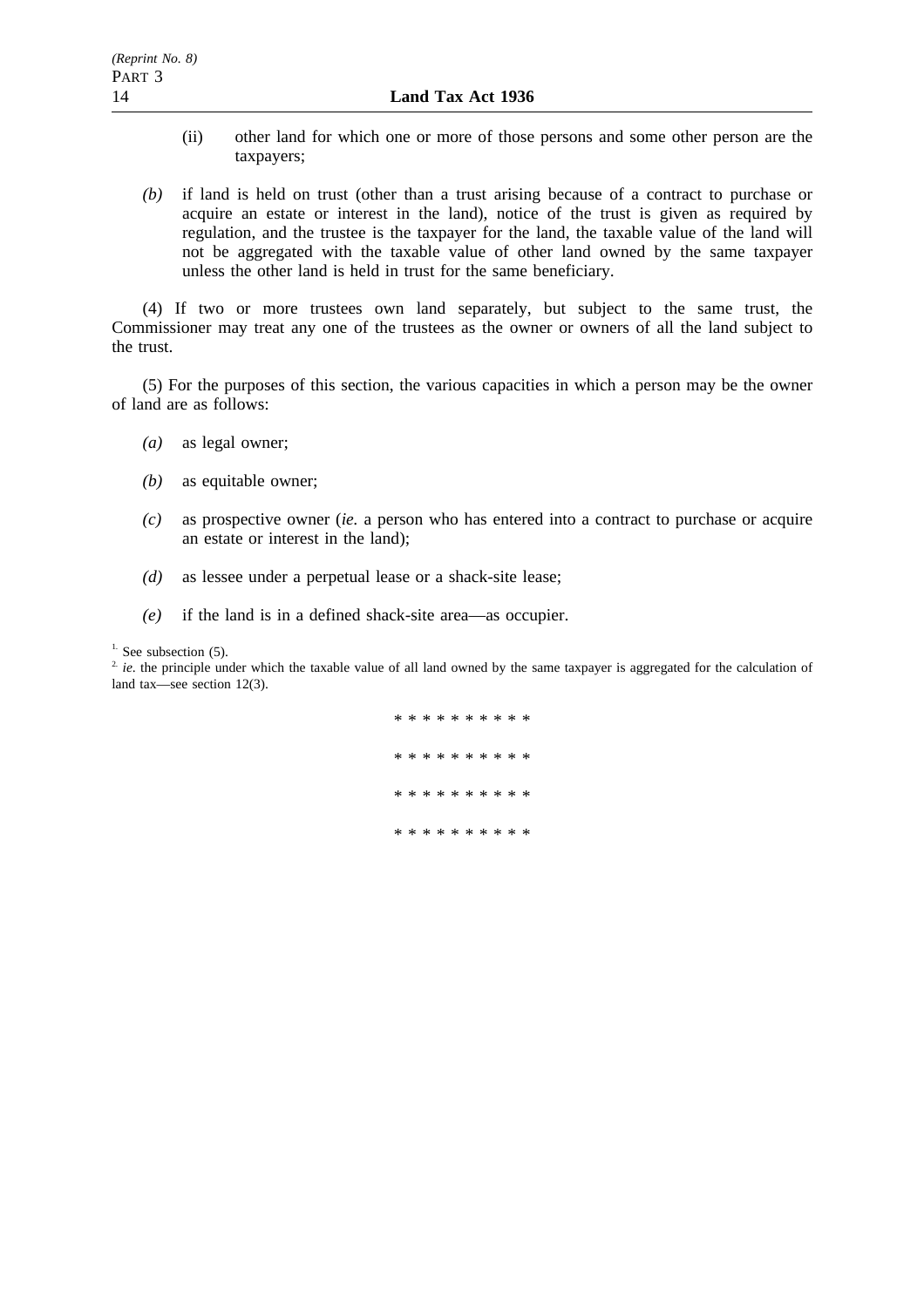(ii) other land for which one or more of those persons and some other person are the taxpayers;

*(b)* if land is held on trust (other than a trust arising because of a contract to purchase or acquire an estate or interest in the land), notice of the trust is given as required by regulation, and the trustee is the taxpayer for the land, the taxable value of the land will not be aggregated with the taxable value of other land owned by the same taxpayer unless the other land is held in trust for the same beneficiary.

(4) If two or more trustees own land separately, but subject to the same trust, the Commissioner may treat any one of the trustees as the owner or owners of all the land subject to the trust.

(5) For the purposes of this section, the various capacities in which a person may be the owner of land are as follows:

*(a)* as legal owner;

*(b)* as equitable owner;

*(c)* as prospective owner (*ie.* a person who has entered into a contract to purchase or acquire an estate or interest in the land);

*(d)* as lessee under a perpetual lease or a shack-site lease;

*(e)* if the land is in a defined shack-site area—as occupier.

[1] See subsection (5).

[2] *ie.* the principle under which the taxable value of all land owned by the same taxpayer is aggregated for the calculation of land tax—see section 12(3).

* * * * * * * * * *

* * * * * * * * * *

* * * * * * * * * *

* * * * * * * * * *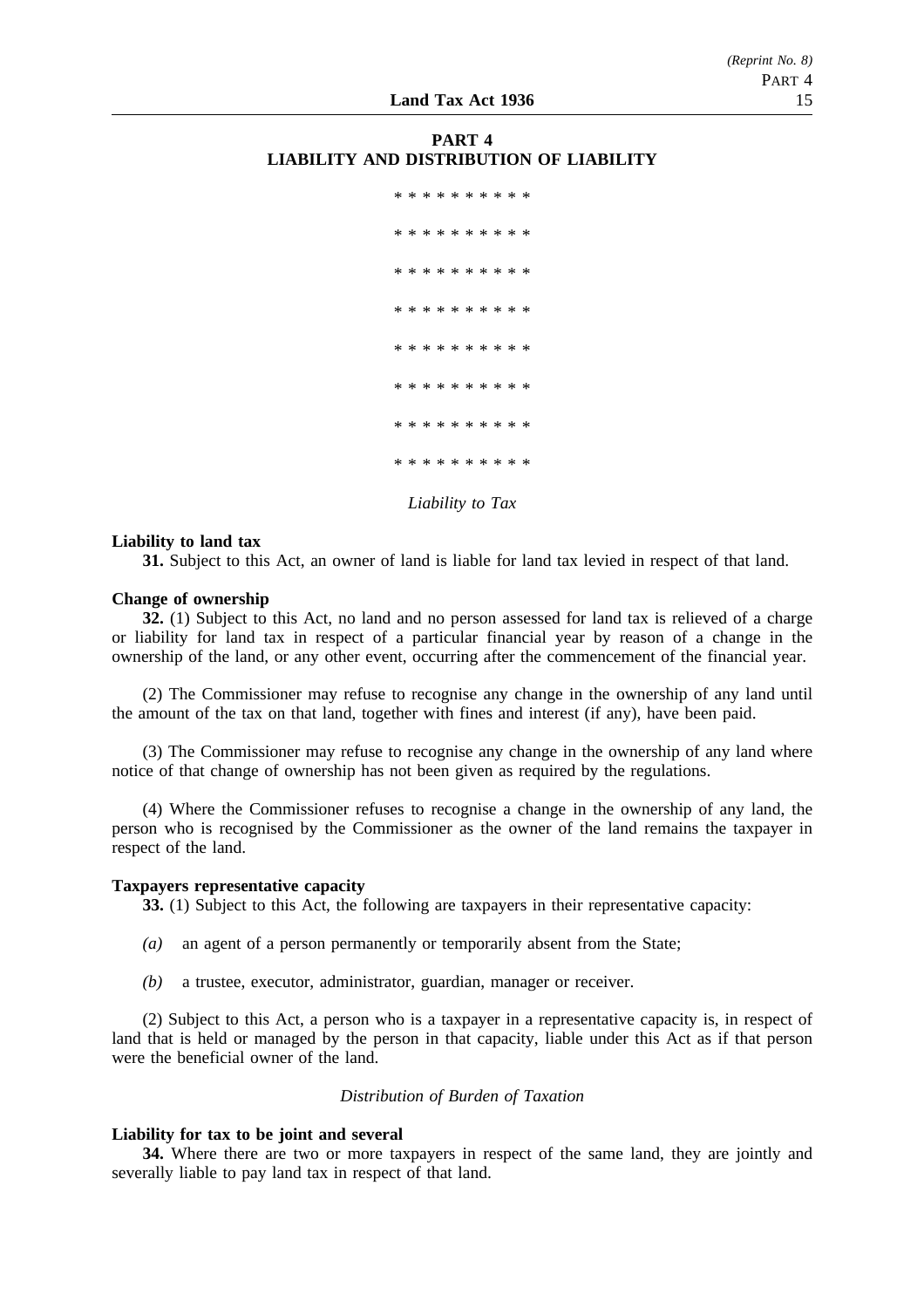## PART 4
## LIABILITY AND DISTRIBUTION OF LIABILITY

\* \* \* \* \* \* \* \* \* \*

\* \* \* \* \* \* \* \* \* \*

\* \* \* \* \* \* \* \* \* \*

\* \* \* \* \* \* \* \* \* \*

\* \* \* \* \* \* \* \* \* \*

\* \* \* \* \* \* \* \* \* \*

\* \* \* \* \* \* \* \* \* \*

\* \* \* \* \* \* \* \* \* \*

*Liability to Tax*

**Liability to land tax**

**31.** Subject to this Act, an owner of land is liable for land tax levied in respect of that land.

**Change of ownership**

**32.** (1) Subject to this Act, no land and no person assessed for land tax is relieved of a charge or liability for land tax in respect of a particular financial year by reason of a change in the ownership of the land, or any other event, occurring after the commencement of the financial year.

(2) The Commissioner may refuse to recognise any change in the ownership of any land until the amount of the tax on that land, together with fines and interest (if any), have been paid.

(3) The Commissioner may refuse to recognise any change in the ownership of any land where notice of that change of ownership has not been given as required by the regulations.

(4) Where the Commissioner refuses to recognise a change in the ownership of any land, the person who is recognised by the Commissioner as the owner of the land remains the taxpayer in respect of the land.

**Taxpayers representative capacity**

**33.** (1) Subject to this Act, the following are taxpayers in their representative capacity:

*(a)* an agent of a person permanently or temporarily absent from the State;

*(b)* a trustee, executor, administrator, guardian, manager or receiver.

(2) Subject to this Act, a person who is a taxpayer in a representative capacity is, in respect of land that is held or managed by the person in that capacity, liable under this Act as if that person were the beneficial owner of the land.

*Distribution of Burden of Taxation*

**Liability for tax to be joint and several**

**34.** Where there are two or more taxpayers in respect of the same land, they are jointly and severally liable to pay land tax in respect of that land.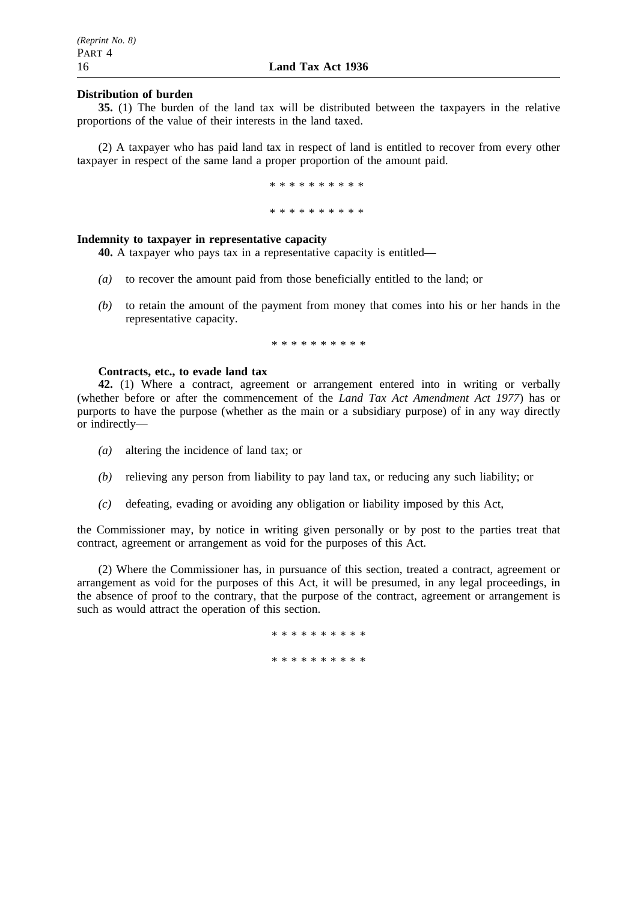**Distribution of burden**

**35.** (1) The burden of the land tax will be distributed between the taxpayers in the relative proportions of the value of their interests in the land taxed.

(2) A taxpayer who has paid land tax in respect of land is entitled to recover from every other taxpayer in respect of the same land a proper proportion of the amount paid.

\* \* \* \* \* \* \* \* \* \*

\* \* \* \* \* \* \* \* \* \*

**Indemnity to taxpayer in representative capacity**

**40.** A taxpayer who pays tax in a representative capacity is entitled—

*(a)* to recover the amount paid from those beneficially entitled to the land; or

*(b)* to retain the amount of the payment from money that comes into his or her hands in the representative capacity.

\* \* \* \* \* \* \* \* \* \*

**Contracts, etc., to evade land tax**

**42.** (1) Where a contract, agreement or arrangement entered into in writing or verbally (whether before or after the commencement of the *Land Tax Act Amendment Act 1977*) has or purports to have the purpose (whether as the main or a subsidiary purpose) of in any way directly or indirectly—

*(a)* altering the incidence of land tax; or

*(b)* relieving any person from liability to pay land tax, or reducing any such liability; or

*(c)* defeating, evading or avoiding any obligation or liability imposed by this Act,

the Commissioner may, by notice in writing given personally or by post to the parties treat that contract, agreement or arrangement as void for the purposes of this Act.

(2) Where the Commissioner has, in pursuance of this section, treated a contract, agreement or arrangement as void for the purposes of this Act, it will be presumed, in any legal proceedings, in the absence of proof to the contrary, that the purpose of the contract, agreement or arrangement is such as would attract the operation of this section.

\* \* \* \* \* \* \* \* \* \*

\* \* \* \* \* \* \* \* \* \*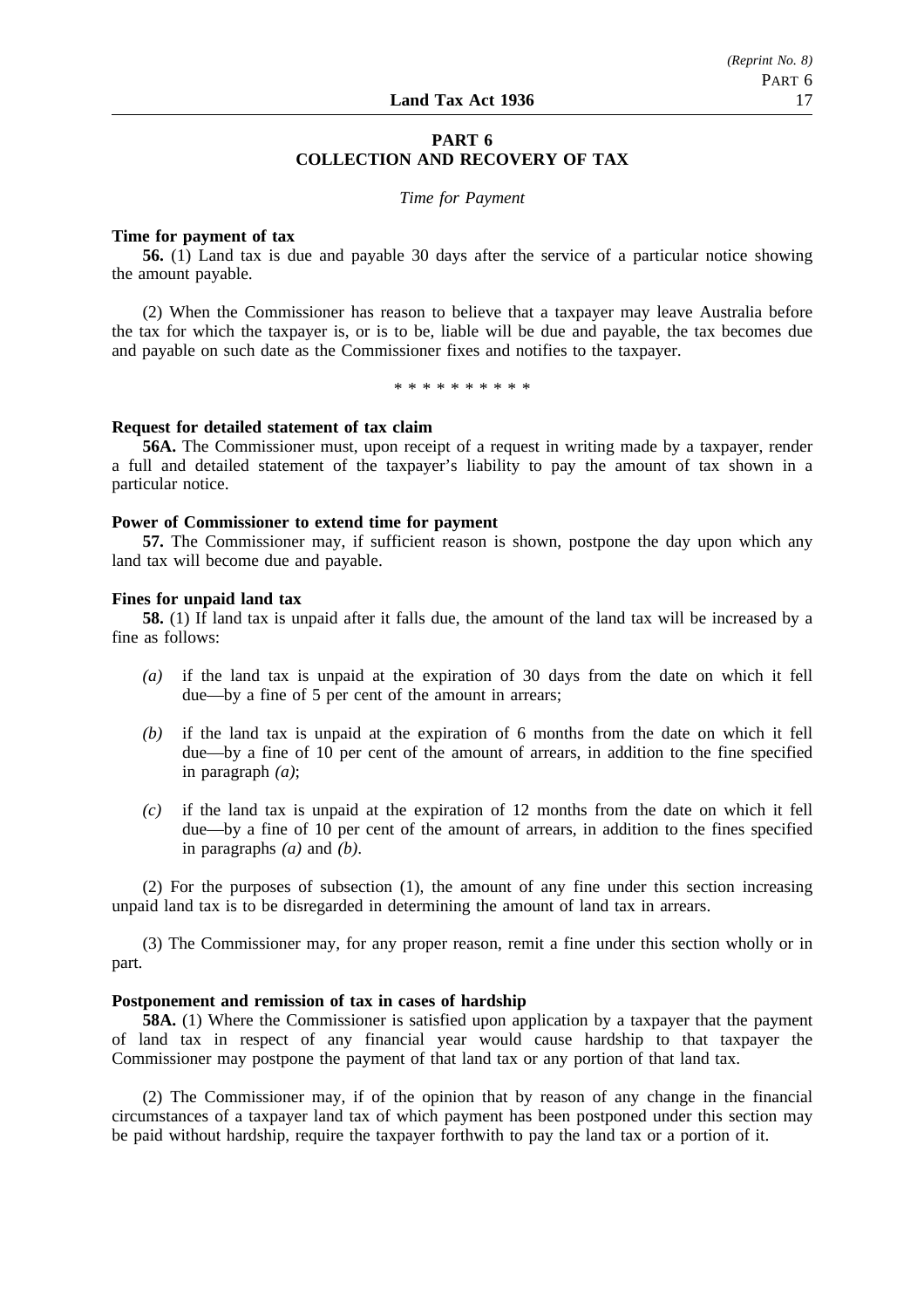## PART 6
## COLLECTION AND RECOVERY OF TAX

*Time for Payment*

**Time for payment of tax**

**56.** (1) Land tax is due and payable 30 days after the service of a particular notice showing the amount payable.

(2) When the Commissioner has reason to believe that a taxpayer may leave Australia before the tax for which the taxpayer is, or is to be, liable will be due and payable, the tax becomes due and payable on such date as the Commissioner fixes and notifies to the taxpayer.

\* \* \* \* \* \* \* \* \* \*

**Request for detailed statement of tax claim**

**56A.** The Commissioner must, upon receipt of a request in writing made by a taxpayer, render a full and detailed statement of the taxpayer's liability to pay the amount of tax shown in a particular notice.

**Power of Commissioner to extend time for payment**

**57.** The Commissioner may, if sufficient reason is shown, postpone the day upon which any land tax will become due and payable.

**Fines for unpaid land tax**

**58.** (1) If land tax is unpaid after it falls due, the amount of the land tax will be increased by a fine as follows:

*(a)* if the land tax is unpaid at the expiration of 30 days from the date on which it fell due—by a fine of 5 per cent of the amount in arrears;

*(b)* if the land tax is unpaid at the expiration of 6 months from the date on which it fell due—by a fine of 10 per cent of the amount of arrears, in addition to the fine specified in paragraph *(a)*;

*(c)* if the land tax is unpaid at the expiration of 12 months from the date on which it fell due—by a fine of 10 per cent of the amount of arrears, in addition to the fines specified in paragraphs *(a)* and *(b)*.

(2) For the purposes of subsection (1), the amount of any fine under this section increasing unpaid land tax is to be disregarded in determining the amount of land tax in arrears.

(3) The Commissioner may, for any proper reason, remit a fine under this section wholly or in part.

**Postponement and remission of tax in cases of hardship**

**58A.** (1) Where the Commissioner is satisfied upon application by a taxpayer that the payment of land tax in respect of any financial year would cause hardship to that taxpayer the Commissioner may postpone the payment of that land tax or any portion of that land tax.

(2) The Commissioner may, if of the opinion that by reason of any change in the financial circumstances of a taxpayer land tax of which payment has been postponed under this section may be paid without hardship, require the taxpayer forthwith to pay the land tax or a portion of it.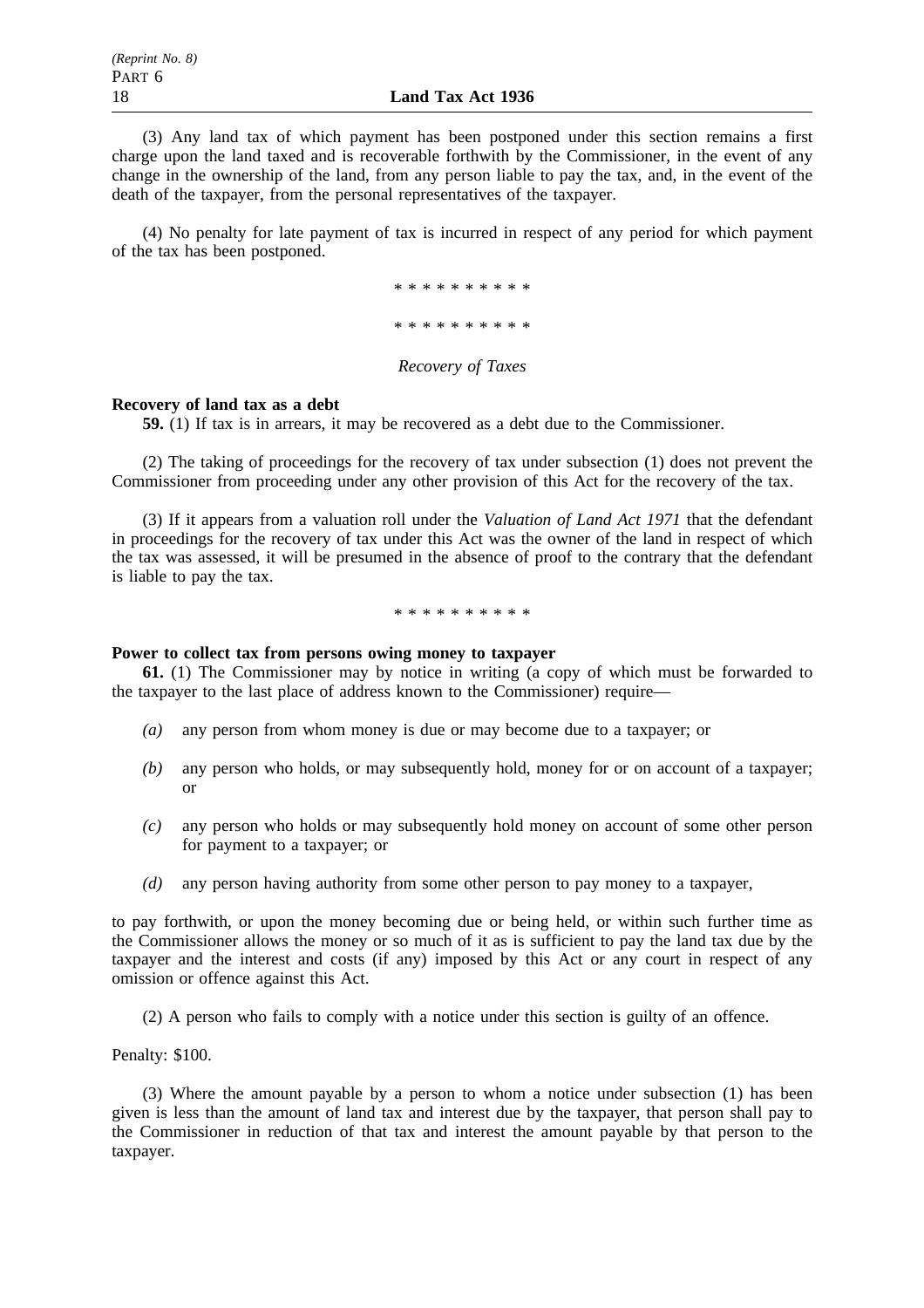(3) Any land tax of which payment has been postponed under this section remains a first charge upon the land taxed and is recoverable forthwith by the Commissioner, in the event of any change in the ownership of the land, from any person liable to pay the tax, and, in the event of the death of the taxpayer, from the personal representatives of the taxpayer.

(4) No penalty for late payment of tax is incurred in respect of any period for which payment of the tax has been postponed.

\* \* \* \* \* \* \* \* \* \*

\* \* \* \* \* \* \* \* \* \*

*Recovery of Taxes*

**Recovery of land tax as a debt**

**59.** (1) If tax is in arrears, it may be recovered as a debt due to the Commissioner.

(2) The taking of proceedings for the recovery of tax under subsection (1) does not prevent the Commissioner from proceeding under any other provision of this Act for the recovery of the tax.

(3) If it appears from a valuation roll under the *Valuation of Land Act 1971* that the defendant in proceedings for the recovery of tax under this Act was the owner of the land in respect of which the tax was assessed, it will be presumed in the absence of proof to the contrary that the defendant is liable to pay the tax.

\* \* \* \* \* \* \* \* \* \*

**Power to collect tax from persons owing money to taxpayer**

**61.** (1) The Commissioner may by notice in writing (a copy of which must be forwarded to the taxpayer to the last place of address known to the Commissioner) require—

*(a)* any person from whom money is due or may become due to a taxpayer; or

*(b)* any person who holds, or may subsequently hold, money for or on account of a taxpayer; or

*(c)* any person who holds or may subsequently hold money on account of some other person for payment to a taxpayer; or

*(d)* any person having authority from some other person to pay money to a taxpayer,

to pay forthwith, or upon the money becoming due or being held, or within such further time as the Commissioner allows the money or so much of it as is sufficient to pay the land tax due by the taxpayer and the interest and costs (if any) imposed by this Act or any court in respect of any omission or offence against this Act.

(2) A person who fails to comply with a notice under this section is guilty of an offence.

Penalty: $100.

(3) Where the amount payable by a person to whom a notice under subsection (1) has been given is less than the amount of land tax and interest due by the taxpayer, that person shall pay to the Commissioner in reduction of that tax and interest the amount payable by that person to the taxpayer.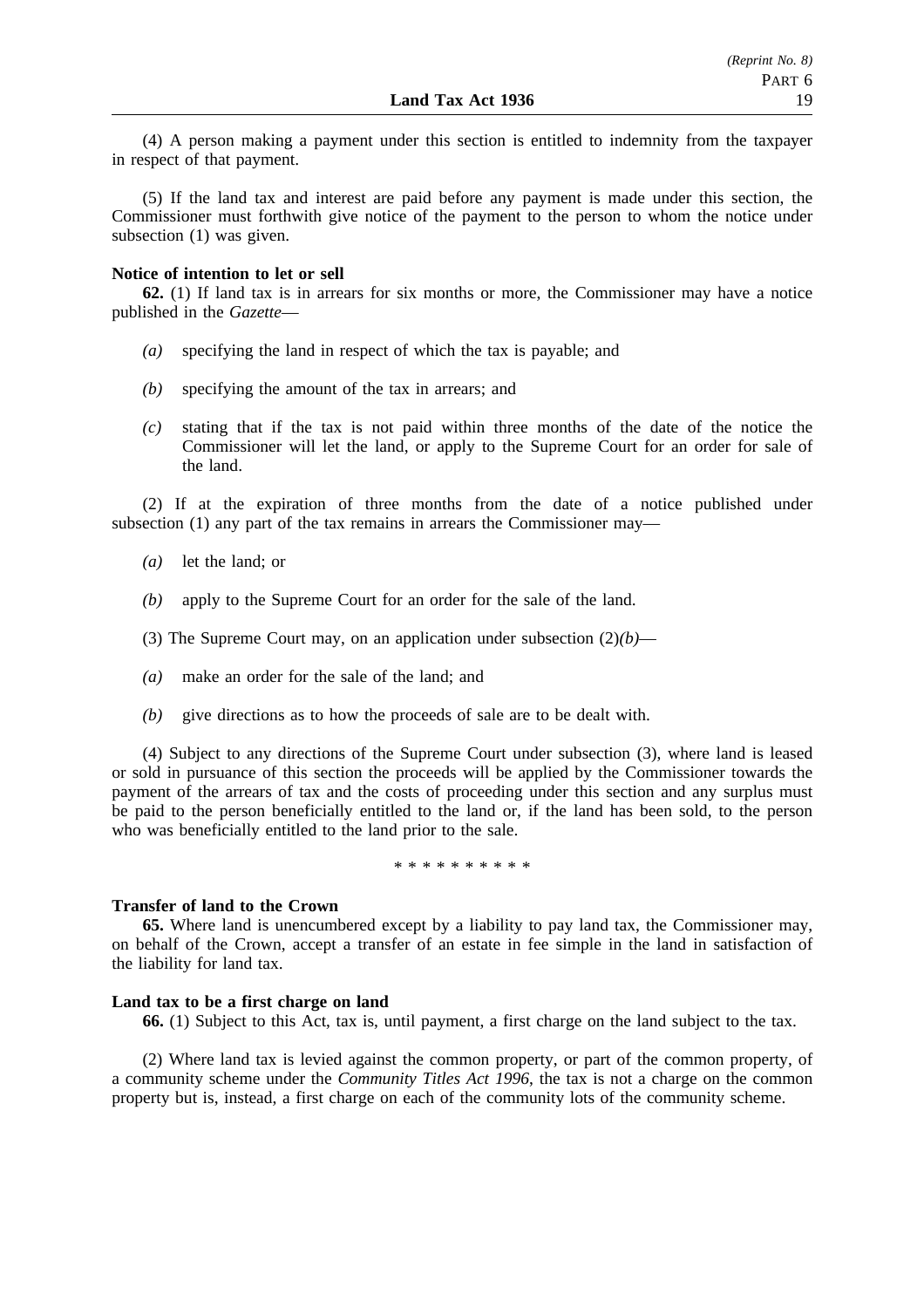(4) A person making a payment under this section is entitled to indemnity from the taxpayer in respect of that payment.

(5) If the land tax and interest are paid before any payment is made under this section, the Commissioner must forthwith give notice of the payment to the person to whom the notice under subsection (1) was given.

**Notice of intention to let or sell**

**62.** (1) If land tax is in arrears for six months or more, the Commissioner may have a notice published in the *Gazette*—

*(a)* specifying the land in respect of which the tax is payable; and

*(b)* specifying the amount of the tax in arrears; and

*(c)* stating that if the tax is not paid within three months of the date of the notice the Commissioner will let the land, or apply to the Supreme Court for an order for sale of the land.

(2) If at the expiration of three months from the date of a notice published under subsection (1) any part of the tax remains in arrears the Commissioner may—

*(a)* let the land; or

*(b)* apply to the Supreme Court for an order for the sale of the land.

(3) The Supreme Court may, on an application under subsection (2)*(b)*—

*(a)* make an order for the sale of the land; and

*(b)* give directions as to how the proceeds of sale are to be dealt with.

(4) Subject to any directions of the Supreme Court under subsection (3), where land is leased or sold in pursuance of this section the proceeds will be applied by the Commissioner towards the payment of the arrears of tax and the costs of proceeding under this section and any surplus must be paid to the person beneficially entitled to the land or, if the land has been sold, to the person who was beneficially entitled to the land prior to the sale.

\* \* \* \* \* \* \* \* \* \*

**Transfer of land to the Crown**

**65.** Where land is unencumbered except by a liability to pay land tax, the Commissioner may, on behalf of the Crown, accept a transfer of an estate in fee simple in the land in satisfaction of the liability for land tax.

**Land tax to be a first charge on land**

**66.** (1) Subject to this Act, tax is, until payment, a first charge on the land subject to the tax.

(2) Where land tax is levied against the common property, or part of the common property, of a community scheme under the *Community Titles Act 1996*, the tax is not a charge on the common property but is, instead, a first charge on each of the community lots of the community scheme.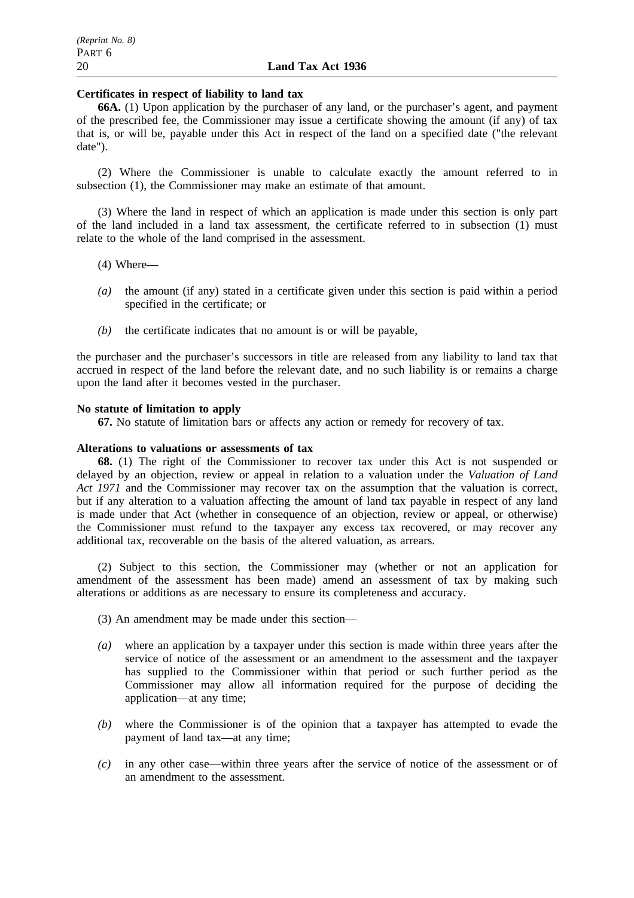**Certificates in respect of liability to land tax**

**66A.** (1) Upon application by the purchaser of any land, or the purchaser's agent, and payment of the prescribed fee, the Commissioner may issue a certificate showing the amount (if any) of tax that is, or will be, payable under this Act in respect of the land on a specified date ("the relevant date").

(2) Where the Commissioner is unable to calculate exactly the amount referred to in subsection (1), the Commissioner may make an estimate of that amount.

(3) Where the land in respect of which an application is made under this section is only part of the land included in a land tax assessment, the certificate referred to in subsection (1) must relate to the whole of the land comprised in the assessment.

(4) Where—

*(a)* the amount (if any) stated in a certificate given under this section is paid within a period specified in the certificate; or

*(b)* the certificate indicates that no amount is or will be payable,

the purchaser and the purchaser's successors in title are released from any liability to land tax that accrued in respect of the land before the relevant date, and no such liability is or remains a charge upon the land after it becomes vested in the purchaser.

**No statute of limitation to apply**

**67.** No statute of limitation bars or affects any action or remedy for recovery of tax.

**Alterations to valuations or assessments of tax**

**68.** (1) The right of the Commissioner to recover tax under this Act is not suspended or delayed by an objection, review or appeal in relation to a valuation under the *Valuation of Land Act 1971* and the Commissioner may recover tax on the assumption that the valuation is correct, but if any alteration to a valuation affecting the amount of land tax payable in respect of any land is made under that Act (whether in consequence of an objection, review or appeal, or otherwise) the Commissioner must refund to the taxpayer any excess tax recovered, or may recover any additional tax, recoverable on the basis of the altered valuation, as arrears.

(2) Subject to this section, the Commissioner may (whether or not an application for amendment of the assessment has been made) amend an assessment of tax by making such alterations or additions as are necessary to ensure its completeness and accuracy.

(3) An amendment may be made under this section—

*(a)* where an application by a taxpayer under this section is made within three years after the service of notice of the assessment or an amendment to the assessment and the taxpayer has supplied to the Commissioner within that period or such further period as the Commissioner may allow all information required for the purpose of deciding the application—at any time;

*(b)* where the Commissioner is of the opinion that a taxpayer has attempted to evade the payment of land tax—at any time;

*(c)* in any other case—within three years after the service of notice of the assessment or of an amendment to the assessment.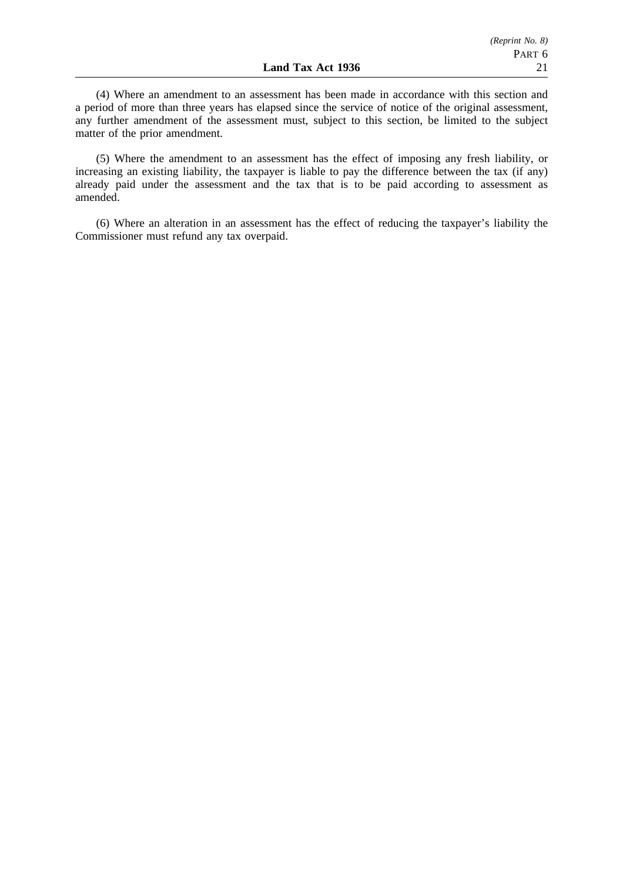(4) Where an amendment to an assessment has been made in accordance with this section and a period of more than three years has elapsed since the service of notice of the original assessment, any further amendment of the assessment must, subject to this section, be limited to the subject matter of the prior amendment.

(5) Where the amendment to an assessment has the effect of imposing any fresh liability, or increasing an existing liability, the taxpayer is liable to pay the difference between the tax (if any) already paid under the assessment and the tax that is to be paid according to assessment as amended.

(6) Where an alteration in an assessment has the effect of reducing the taxpayer's liability the Commissioner must refund any tax overpaid.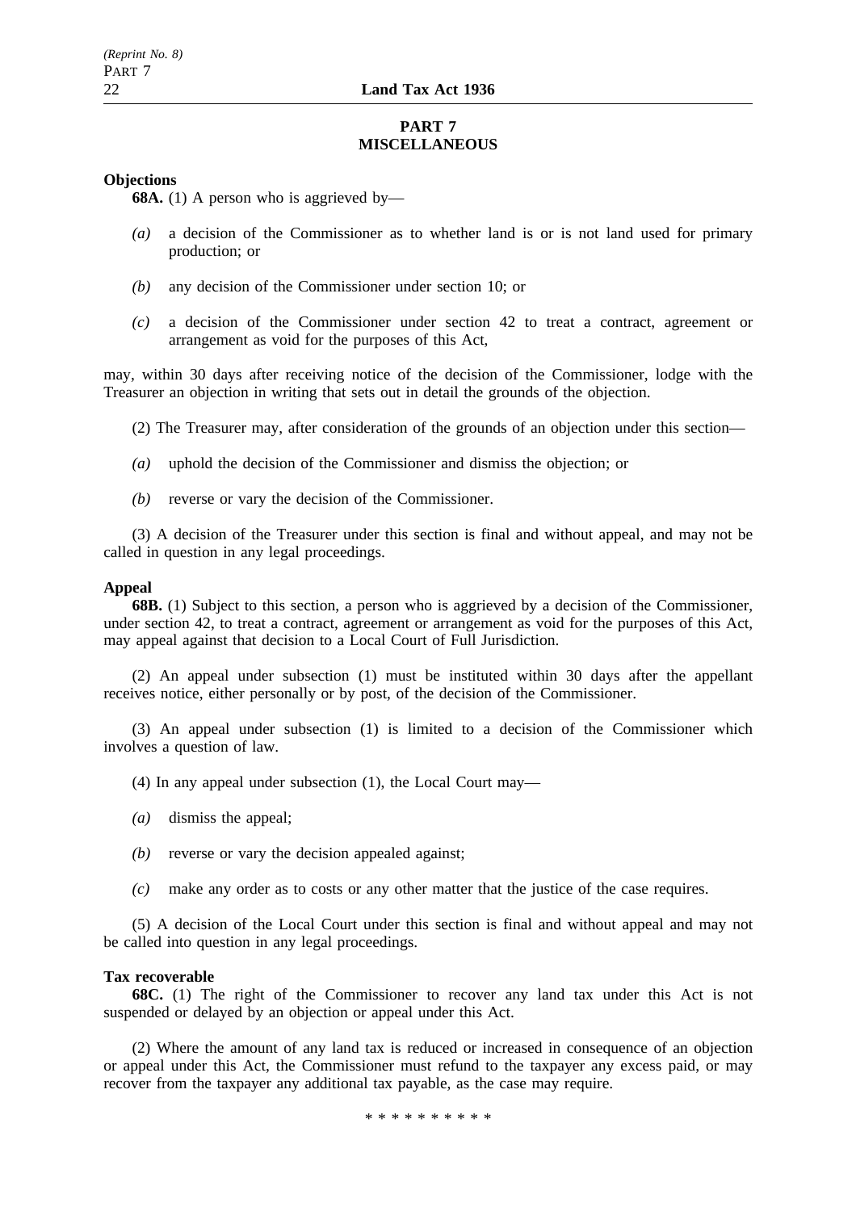## PART 7
## MISCELLANEOUS

**Objections**

**68A.** (1) A person who is aggrieved by—

*(a)* a decision of the Commissioner as to whether land is or is not land used for primary production; or

*(b)* any decision of the Commissioner under section 10; or

*(c)* a decision of the Commissioner under section 42 to treat a contract, agreement or arrangement as void for the purposes of this Act,

may, within 30 days after receiving notice of the decision of the Commissioner, lodge with the Treasurer an objection in writing that sets out in detail the grounds of the objection.

(2) The Treasurer may, after consideration of the grounds of an objection under this section—

*(a)* uphold the decision of the Commissioner and dismiss the objection; or

*(b)* reverse or vary the decision of the Commissioner.

(3) A decision of the Treasurer under this section is final and without appeal, and may not be called in question in any legal proceedings.

**Appeal**

**68B.** (1) Subject to this section, a person who is aggrieved by a decision of the Commissioner, under section 42, to treat a contract, agreement or arrangement as void for the purposes of this Act, may appeal against that decision to a Local Court of Full Jurisdiction.

(2) An appeal under subsection (1) must be instituted within 30 days after the appellant receives notice, either personally or by post, of the decision of the Commissioner.

(3) An appeal under subsection (1) is limited to a decision of the Commissioner which involves a question of law.

(4) In any appeal under subsection (1), the Local Court may—

*(a)* dismiss the appeal;

*(b)* reverse or vary the decision appealed against;

*(c)* make any order as to costs or any other matter that the justice of the case requires.

(5) A decision of the Local Court under this section is final and without appeal and may not be called into question in any legal proceedings.

**Tax recoverable**

**68C.** (1) The right of the Commissioner to recover any land tax under this Act is not suspended or delayed by an objection or appeal under this Act.

(2) Where the amount of any land tax is reduced or increased in consequence of an objection or appeal under this Act, the Commissioner must refund to the taxpayer any excess paid, or may recover from the taxpayer any additional tax payable, as the case may require.

* * * * * * * * * *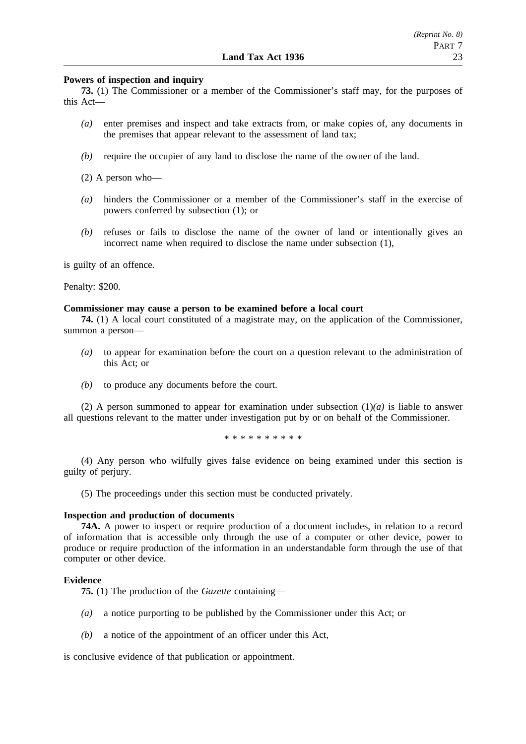**Powers of inspection and inquiry**

**73.** (1) The Commissioner or a member of the Commissioner's staff may, for the purposes of this Act—

*(a)* enter premises and inspect and take extracts from, or make copies of, any documents in the premises that appear relevant to the assessment of land tax;

*(b)* require the occupier of any land to disclose the name of the owner of the land.

(2) A person who—

*(a)* hinders the Commissioner or a member of the Commissioner's staff in the exercise of powers conferred by subsection (1); or

*(b)* refuses or fails to disclose the name of the owner of land or intentionally gives an incorrect name when required to disclose the name under subsection (1),

is guilty of an offence.

Penalty: $200.

**Commissioner may cause a person to be examined before a local court**

**74.** (1) A local court constituted of a magistrate may, on the application of the Commissioner, summon a person—

*(a)* to appear for examination before the court on a question relevant to the administration of this Act; or

*(b)* to produce any documents before the court.

(2) A person summoned to appear for examination under subsection (1)*(a)* is liable to answer all questions relevant to the matter under investigation put by or on behalf of the Commissioner.

\* \* \* \* \* \* \* \* \* \*

(4) Any person who wilfully gives false evidence on being examined under this section is guilty of perjury.

(5) The proceedings under this section must be conducted privately.

**Inspection and production of documents**

**74A.** A power to inspect or require production of a document includes, in relation to a record of information that is accessible only through the use of a computer or other device, power to produce or require production of the information in an understandable form through the use of that computer or other device.

**Evidence**

**75.** (1) The production of the *Gazette* containing—

*(a)* a notice purporting to be published by the Commissioner under this Act; or

*(b)* a notice of the appointment of an officer under this Act,

is conclusive evidence of that publication or appointment.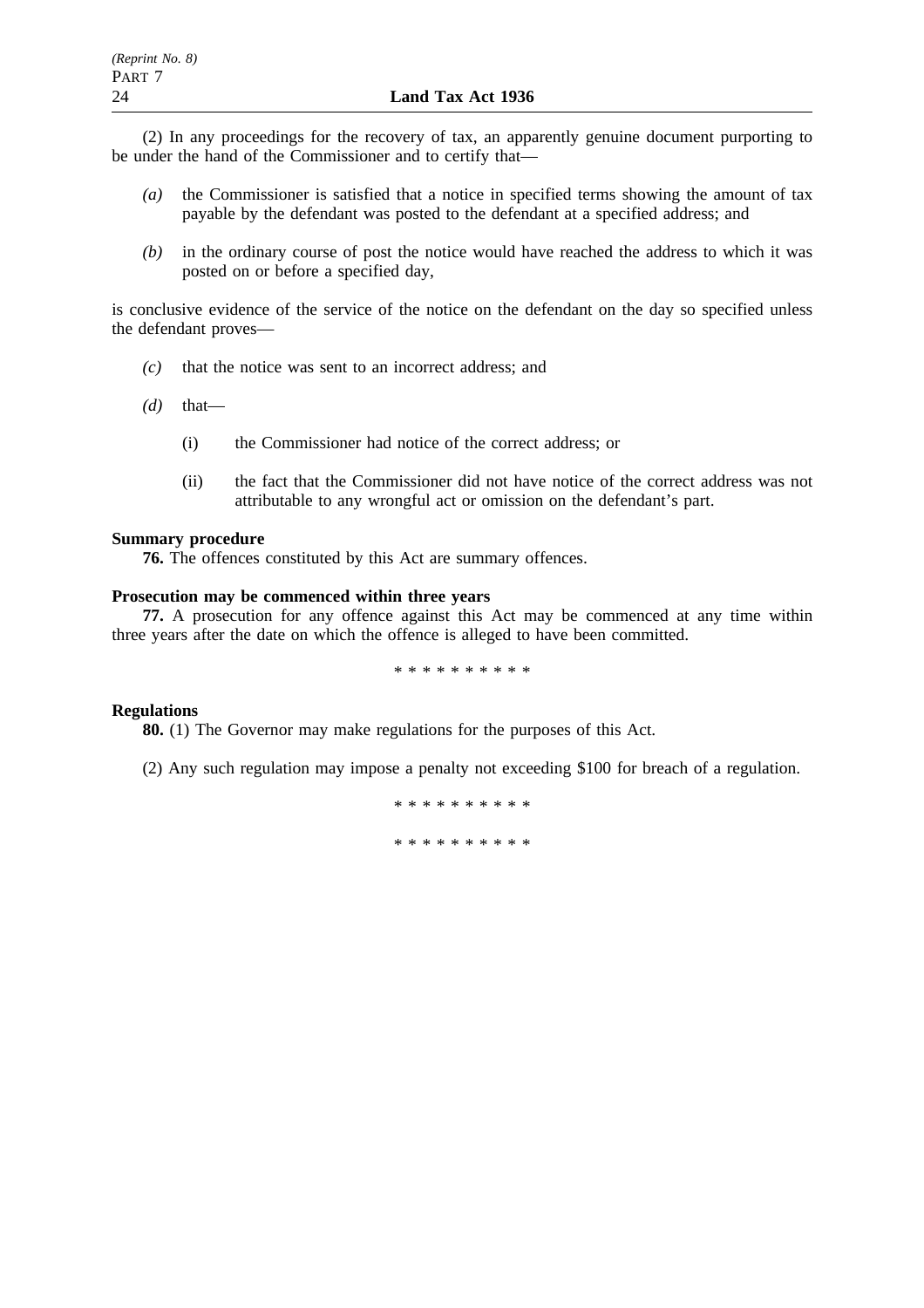(2) In any proceedings for the recovery of tax, an apparently genuine document purporting to be under the hand of the Commissioner and to certify that—

*(a)* the Commissioner is satisfied that a notice in specified terms showing the amount of tax payable by the defendant was posted to the defendant at a specified address; and

*(b)* in the ordinary course of post the notice would have reached the address to which it was posted on or before a specified day,

is conclusive evidence of the service of the notice on the defendant on the day so specified unless the defendant proves—

*(c)* that the notice was sent to an incorrect address; and

*(d)* that—

(i) the Commissioner had notice of the correct address; or

(ii) the fact that the Commissioner did not have notice of the correct address was not attributable to any wrongful act or omission on the defendant's part.

**Summary procedure**

**76.** The offences constituted by this Act are summary offences.

**Prosecution may be commenced within three years**

**77.** A prosecution for any offence against this Act may be commenced at any time within three years after the date on which the offence is alleged to have been committed.

* * * * * * * * * *

**Regulations**

**80.** (1) The Governor may make regulations for the purposes of this Act.

(2) Any such regulation may impose a penalty not exceeding $100 for breach of a regulation.

* * * * * * * * * *

* * * * * * * * * *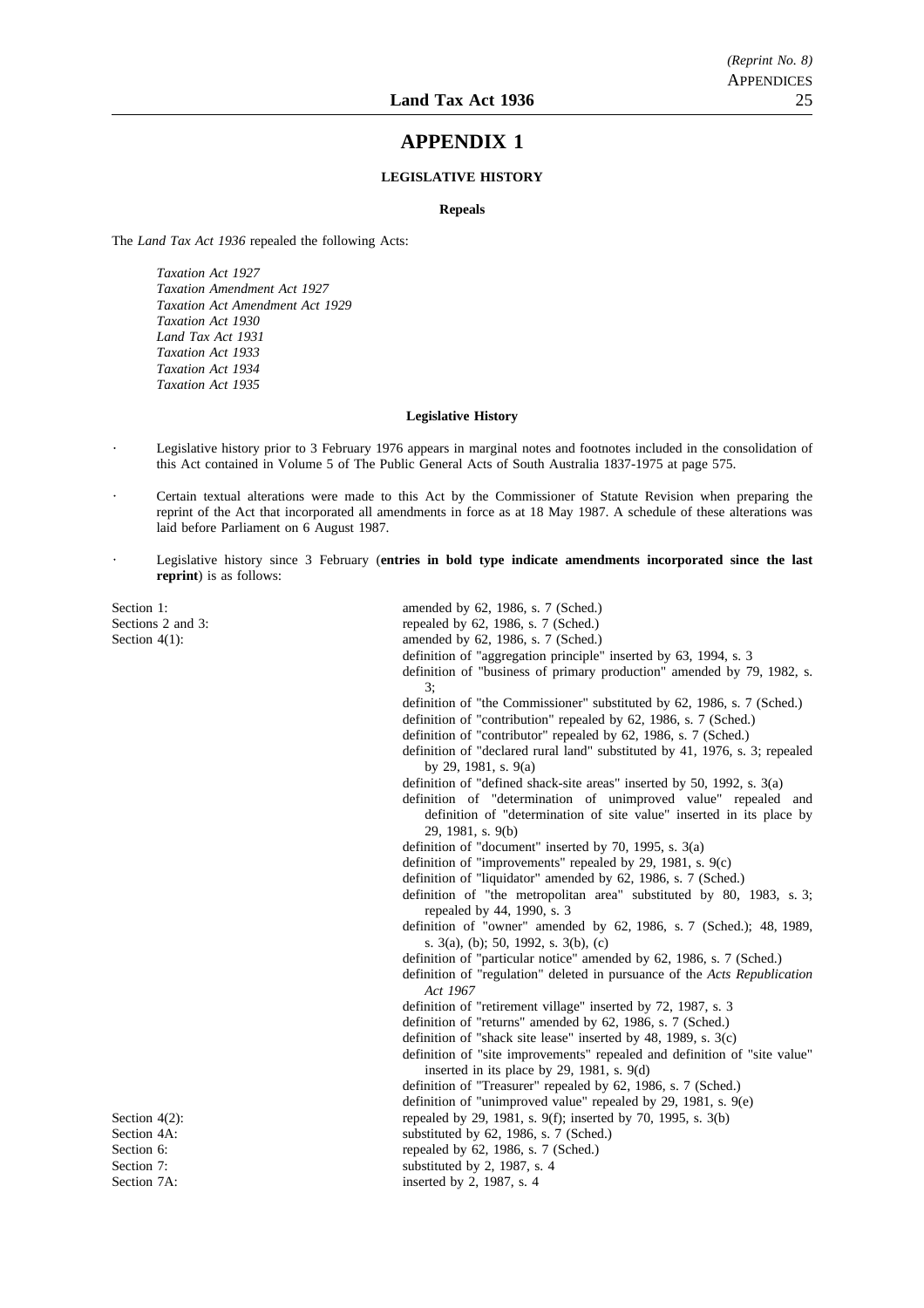# APPENDIX 1

## LEGISLATIVE HISTORY

### Repeals

The *Land Tax Act 1936* repealed the following Acts:

*Taxation Act 1927*
*Taxation Amendment Act 1927*
*Taxation Act Amendment Act 1929*
*Taxation Act 1930*
*Land Tax Act 1931*
*Taxation Act 1933*
*Taxation Act 1934*
*Taxation Act 1935*

### Legislative History

- Legislative history prior to 3 February 1976 appears in marginal notes and footnotes included in the consolidation of this Act contained in Volume 5 of The Public General Acts of South Australia 1837-1975 at page 575.
- Certain textual alterations were made to this Act by the Commissioner of Statute Revision when preparing the reprint of the Act that incorporated all amendments in force as at 18 May 1987. A schedule of these alterations was laid before Parliament on 6 August 1987.
- Legislative history since 3 February (**entries in bold type indicate amendments incorporated since the last reprint**) is as follows:

Section 1: amended by 62, 1986, s. 7 (Sched.)
Sections 2 and 3: repealed by 62, 1986, s. 7 (Sched.)
Section 4(1): amended by 62, 1986, s. 7 (Sched.)
- definition of "aggregation principle" inserted by 63, 1994, s. 3
- definition of "business of primary production" amended by 79, 1982, s. 3;
- definition of "the Commissioner" substituted by 62, 1986, s. 7 (Sched.)
- definition of "contribution" repealed by 62, 1986, s. 7 (Sched.)
- definition of "contributor" repealed by 62, 1986, s. 7 (Sched.)
- definition of "declared rural land" substituted by 41, 1976, s. 3; repealed by 29, 1981, s. 9(a)
- definition of "defined shack-site areas" inserted by 50, 1992, s. 3(a)
- definition of "determination of unimproved value" repealed and definition of "determination of site value" inserted in its place by 29, 1981, s. 9(b)
- definition of "document" inserted by 70, 1995, s. 3(a)
- definition of "improvements" repealed by 29, 1981, s. 9(c)
- definition of "liquidator" amended by 62, 1986, s. 7 (Sched.)
- definition of "the metropolitan area" substituted by 80, 1983, s. 3; repealed by 44, 1990, s. 3
- definition of "owner" amended by 62, 1986, s. 7 (Sched.); 48, 1989, s. 3(a), (b); 50, 1992, s. 3(b), (c)
- definition of "particular notice" amended by 62, 1986, s. 7 (Sched.)
- definition of "regulation" deleted in pursuance of the *Acts Republication Act 1967*
- definition of "retirement village" inserted by 72, 1987, s. 3
- definition of "returns" amended by 62, 1986, s. 7 (Sched.)
- definition of "shack site lease" inserted by 48, 1989, s. 3(c)
- definition of "site improvements" repealed and definition of "site value" inserted in its place by 29, 1981, s. 9(d)
- definition of "Treasurer" repealed by 62, 1986, s. 7 (Sched.)
- definition of "unimproved value" repealed by 29, 1981, s. 9(e)

Section 4(2): repealed by 29, 1981, s. 9(f); inserted by 70, 1995, s. 3(b)
Section 4A: substituted by 62, 1986, s. 7 (Sched.)
Section 6: repealed by 62, 1986, s. 7 (Sched.)
Section 7: substituted by 2, 1987, s. 4
Section 7A: inserted by 2, 1987, s. 4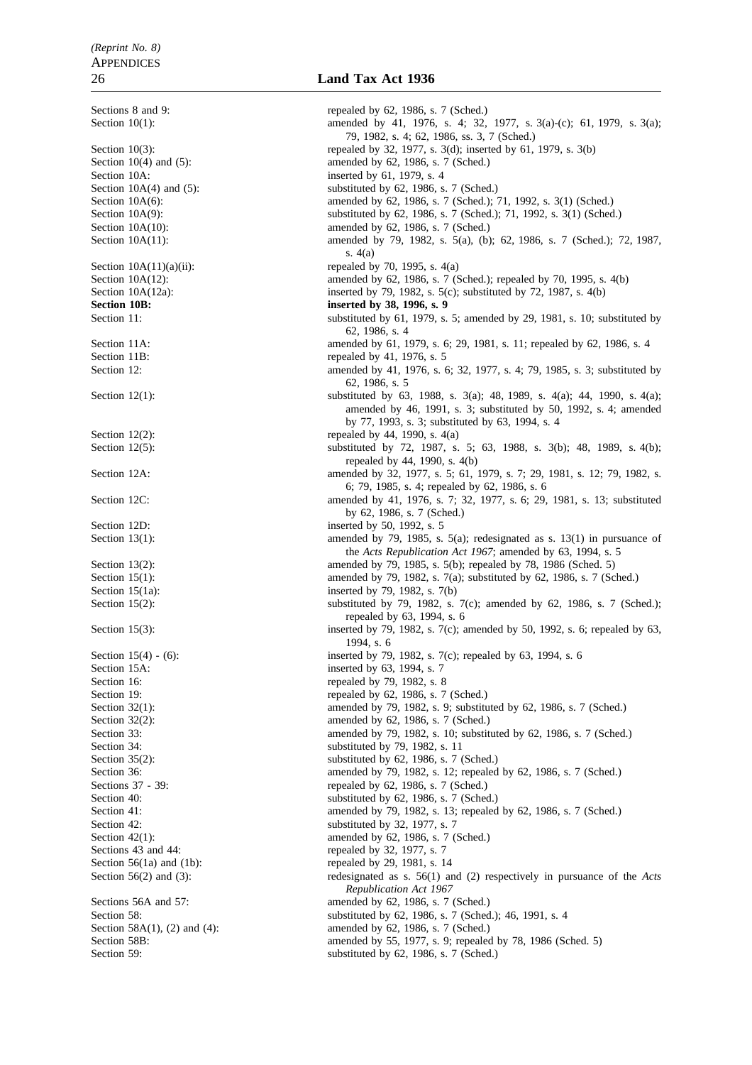| | |
|---|---|
| Sections 8 and 9: | repealed by 62, 1986, s. 7 (Sched.) |
| Section 10(1): | amended by 41, 1976, s. 4; 32, 1977, s. 3(a)-(c); 61, 1979, s. 3(a); 79, 1982, s. 4; 62, 1986, ss. 3, 7 (Sched.) |
| Section 10(3): | repealed by 32, 1977, s. 3(d); inserted by 61, 1979, s. 3(b) |
| Section 10(4) and (5): | amended by 62, 1986, s. 7 (Sched.) |
| Section 10A: | inserted by 61, 1979, s. 4 |
| Section 10A(4) and (5): | substituted by 62, 1986, s. 7 (Sched.) |
| Section 10A(6): | amended by 62, 1986, s. 7 (Sched.); 71, 1992, s. 3(1) (Sched.) |
| Section 10A(9): | substituted by 62, 1986, s. 7 (Sched.); 71, 1992, s. 3(1) (Sched.) |
| Section 10A(10): | amended by 62, 1986, s. 7 (Sched.) |
| Section 10A(11): | amended by 79, 1982, s. 5(a), (b); 62, 1986, s. 7 (Sched.); 72, 1987, s. 4(a) |
| Section 10A(11)(a)(ii): | repealed by 70, 1995, s. 4(a) |
| Section 10A(12): | amended by 62, 1986, s. 7 (Sched.); repealed by 70, 1995, s. 4(b) |
| Section 10A(12a): | inserted by 79, 1982, s. 5(c); substituted by 72, 1987, s. 4(b) |
| **Section 10B:** | **inserted by 38, 1996, s. 9** |
| Section 11: | substituted by 61, 1979, s. 5; amended by 29, 1981, s. 10; substituted by 62, 1986, s. 4 |
| Section 11A: | amended by 61, 1979, s. 6; 29, 1981, s. 11; repealed by 62, 1986, s. 4 |
| Section 11B: | repealed by 41, 1976, s. 5 |
| Section 12: | amended by 41, 1976, s. 6; 32, 1977, s. 4; 79, 1985, s. 3; substituted by 62, 1986, s. 5 |
| Section 12(1): | substituted by 63, 1988, s. 3(a); 48, 1989, s. 4(a); 44, 1990, s. 4(a); amended by 46, 1991, s. 3; substituted by 50, 1992, s. 4; amended by 77, 1993, s. 3; substituted by 63, 1994, s. 4 |
| Section 12(2): | repealed by 44, 1990, s. 4(a) |
| Section 12(5): | substituted by 72, 1987, s. 5; 63, 1988, s. 3(b); 48, 1989, s. 4(b); repealed by 44, 1990, s. 4(b) |
| Section 12A: | amended by 32, 1977, s. 5; 61, 1979, s. 7; 29, 1981, s. 12; 79, 1982, s. 6; 79, 1985, s. 4; repealed by 62, 1986, s. 6 |
| Section 12C: | amended by 41, 1976, s. 7; 32, 1977, s. 6; 29, 1981, s. 13; substituted by 62, 1986, s. 7 (Sched.) |
| Section 12D: | inserted by 50, 1992, s. 5 |
| Section 13(1): | amended by 79, 1985, s. 5(a); redesignated as s. 13(1) in pursuance of the *Acts Republication Act 1967*; amended by 63, 1994, s. 5 |
| Section 13(2): | amended by 79, 1985, s. 5(b); repealed by 78, 1986 (Sched. 5) |
| Section 15(1): | amended by 79, 1982, s. 7(a); substituted by 62, 1986, s. 7 (Sched.) |
| Section 15(1a): | inserted by 79, 1982, s. 7(b) |
| Section 15(2): | substituted by 79, 1982, s. 7(c); amended by 62, 1986, s. 7 (Sched.); repealed by 63, 1994, s. 6 |
| Section 15(3): | inserted by 79, 1982, s. 7(c); amended by 50, 1992, s. 6; repealed by 63, 1994, s. 6 |
| Section 15(4) - (6): | inserted by 79, 1982, s. 7(c); repealed by 63, 1994, s. 6 |
| Section 15A: | inserted by 63, 1994, s. 7 |
| Section 16: | repealed by 79, 1982, s. 8 |
| Section 19: | repealed by 62, 1986, s. 7 (Sched.) |
| Section 32(1): | amended by 79, 1982, s. 9; substituted by 62, 1986, s. 7 (Sched.) |
| Section 32(2): | amended by 62, 1986, s. 7 (Sched.) |
| Section 33: | amended by 79, 1982, s. 10; substituted by 62, 1986, s. 7 (Sched.) |
| Section 34: | substituted by 79, 1982, s. 11 |
| Section 35(2): | substituted by 62, 1986, s. 7 (Sched.) |
| Section 36: | amended by 79, 1982, s. 12; repealed by 62, 1986, s. 7 (Sched.) |
| Sections 37 - 39: | repealed by 62, 1986, s. 7 (Sched.) |
| Section 40: | substituted by 62, 1986, s. 7 (Sched.) |
| Section 41: | amended by 79, 1982, s. 13; repealed by 62, 1986, s. 7 (Sched.) |
| Section 42: | substituted by 32, 1977, s. 7 |
| Section 42(1): | amended by 62, 1986, s. 7 (Sched.) |
| Sections 43 and 44: | repealed by 32, 1977, s. 7 |
| Section 56(1a) and (1b): | repealed by 29, 1981, s. 14 |
| Section 56(2) and (3): | redesignated as s. 56(1) and (2) respectively in pursuance of the *Acts Republication Act 1967* |
| Sections 56A and 57: | amended by 62, 1986, s. 7 (Sched.) |
| Section 58: | substituted by 62, 1986, s. 7 (Sched.); 46, 1991, s. 4 |
| Section 58A(1), (2) and (4): | amended by 62, 1986, s. 7 (Sched.) |
| Section 58B: | amended by 55, 1977, s. 9; repealed by 78, 1986 (Sched. 5) |
| Section 59: | substituted by 62, 1986, s. 7 (Sched.) |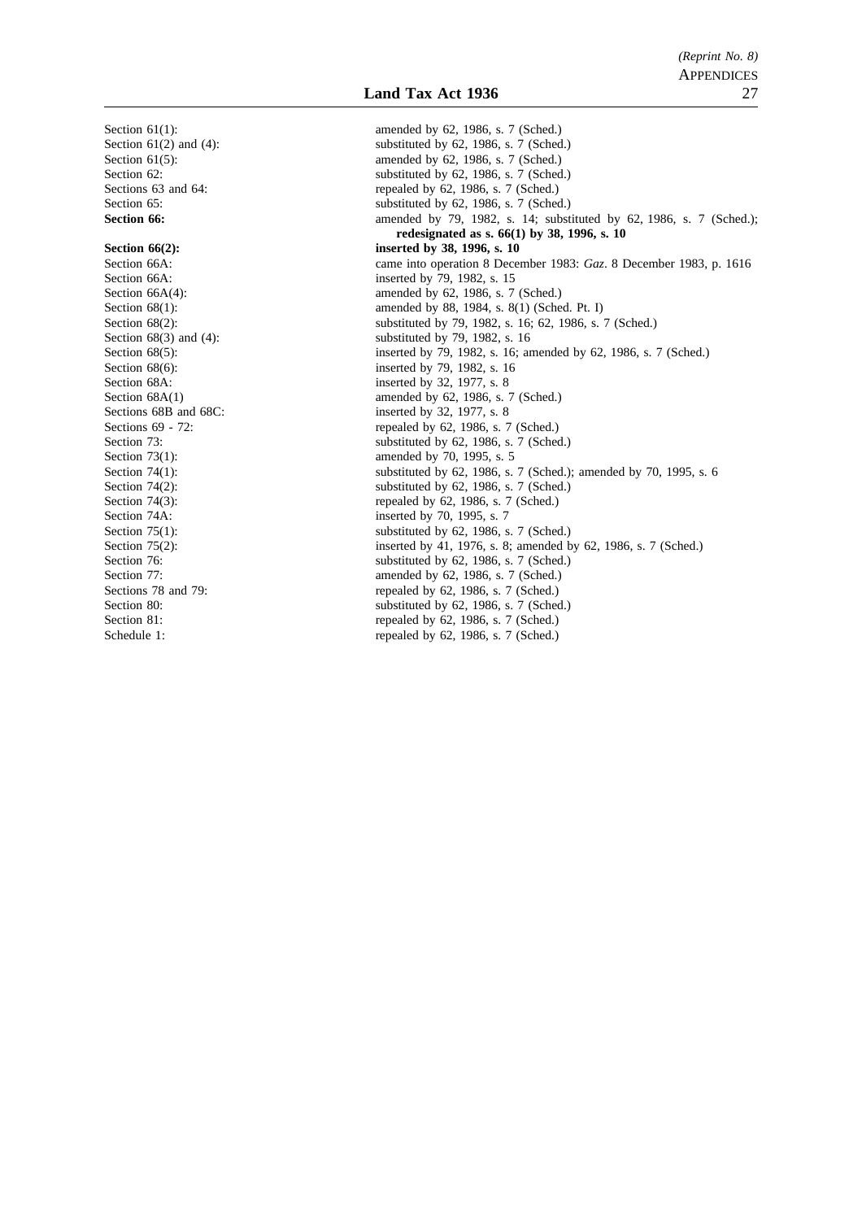Section 61(1): amended by 62, 1986, s. 7 (Sched.)
Section 61(2) and (4): substituted by 62, 1986, s. 7 (Sched.)
Section 61(5): amended by 62, 1986, s. 7 (Sched.)
Section 62: substituted by 62, 1986, s. 7 (Sched.)
Sections 63 and 64: repealed by 62, 1986, s. 7 (Sched.)
Section 65: substituted by 62, 1986, s. 7 (Sched.)
**Section 66:** amended by 79, 1982, s. 14; substituted by 62, 1986, s. 7 (Sched.); **redesignated as s. 66(1) by 38, 1996, s. 10**
**Section 66(2): inserted by 38, 1996, s. 10**
Section 66A: came into operation 8 December 1983: *Gaz*. 8 December 1983, p. 1616
Section 66A: inserted by 79, 1982, s. 15
Section 66A(4): amended by 62, 1986, s. 7 (Sched.)
Section 68(1): amended by 88, 1984, s. 8(1) (Sched. Pt. I)
Section 68(2): substituted by 79, 1982, s. 16; 62, 1986, s. 7 (Sched.)
Section 68(3) and (4): substituted by 79, 1982, s. 16
Section 68(5): inserted by 79, 1982, s. 16; amended by 62, 1986, s. 7 (Sched.)
Section 68(6): inserted by 79, 1982, s. 16
Section 68A: inserted by 32, 1977, s. 8
Section 68A(1) amended by 62, 1986, s. 7 (Sched.)
Sections 68B and 68C: inserted by 32, 1977, s. 8
Sections 69 - 72: repealed by 62, 1986, s. 7 (Sched.)
Section 73: substituted by 62, 1986, s. 7 (Sched.)
Section 73(1): amended by 70, 1995, s. 5
Section 74(1): substituted by 62, 1986, s. 7 (Sched.); amended by 70, 1995, s. 6
Section 74(2): substituted by 62, 1986, s. 7 (Sched.)
Section 74(3): repealed by 62, 1986, s. 7 (Sched.)
Section 74A: inserted by 70, 1995, s. 7
Section 75(1): substituted by 62, 1986, s. 7 (Sched.)
Section 75(2): inserted by 41, 1976, s. 8; amended by 62, 1986, s. 7 (Sched.)
Section 76: substituted by 62, 1986, s. 7 (Sched.)
Section 77: amended by 62, 1986, s. 7 (Sched.)
Sections 78 and 79: repealed by 62, 1986, s. 7 (Sched.)
Section 80: substituted by 62, 1986, s. 7 (Sched.)
Section 81: repealed by 62, 1986, s. 7 (Sched.)
Schedule 1: repealed by 62, 1986, s. 7 (Sched.)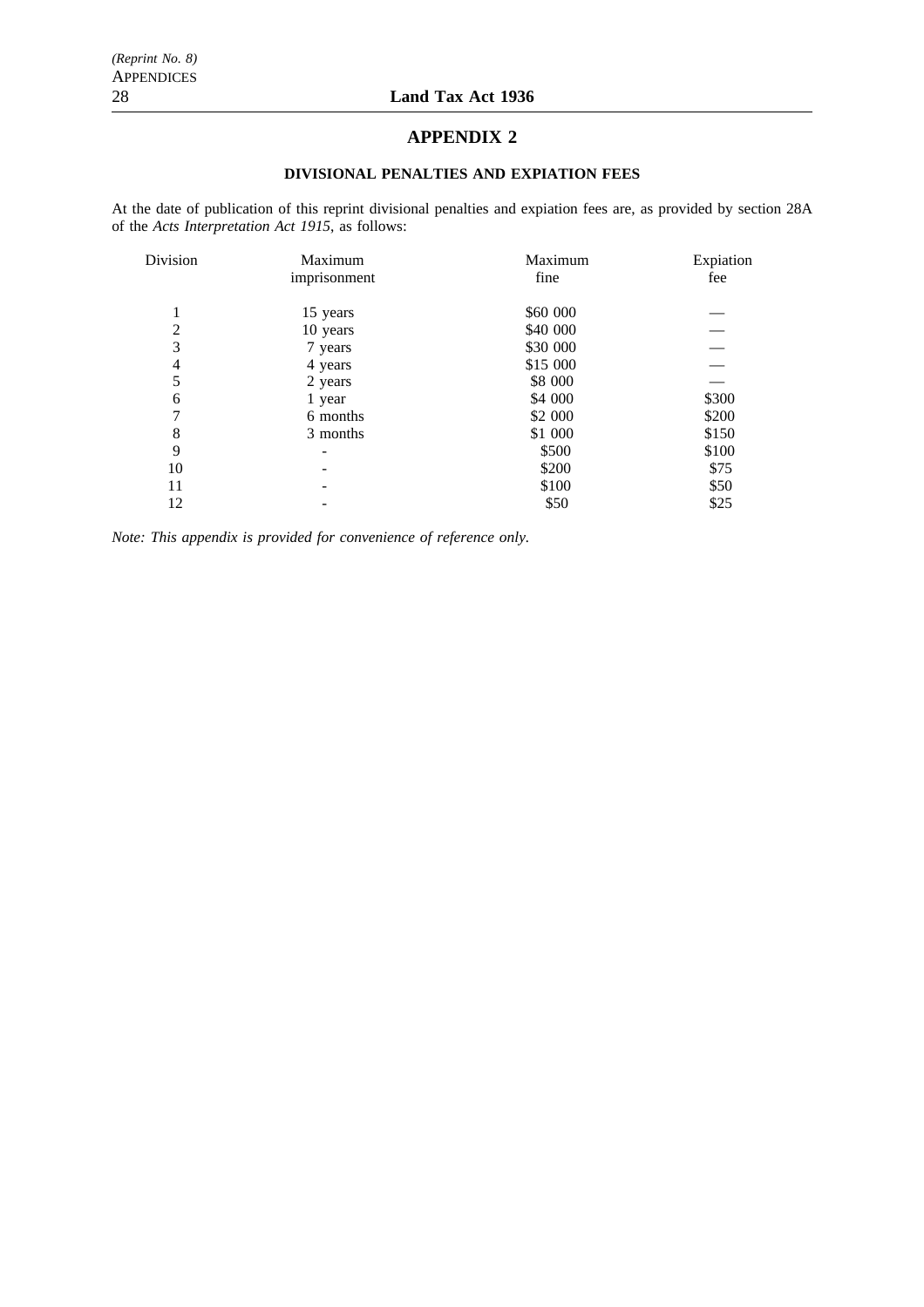# APPENDIX 2

## DIVISIONAL PENALTIES AND EXPIATION FEES

At the date of publication of this reprint divisional penalties and expiation fees are, as provided by section 28A of the *Acts Interpretation Act 1915*, as follows:

| Division | Maximum imprisonment | Maximum fine | Expiation fee |
|---|---|---|---|
| 1 | 15 years | $60 000 | — |
| 2 | 10 years | $40 000 | — |
| 3 | 7 years | $30 000 | — |
| 4 | 4 years | $15 000 | — |
| 5 | 2 years | $8 000 | — |
| 6 | 1 year | $4 000 | $300 |
| 7 | 6 months | $2 000 | $200 |
| 8 | 3 months | $1 000 | $150 |
| 9 | - | $500 | $100 |
| 10 | - | $200 | $75 |
| 11 | - | $100 | $50 |
| 12 | - | $50 | $25 |

*Note: This appendix is provided for convenience of reference only.*